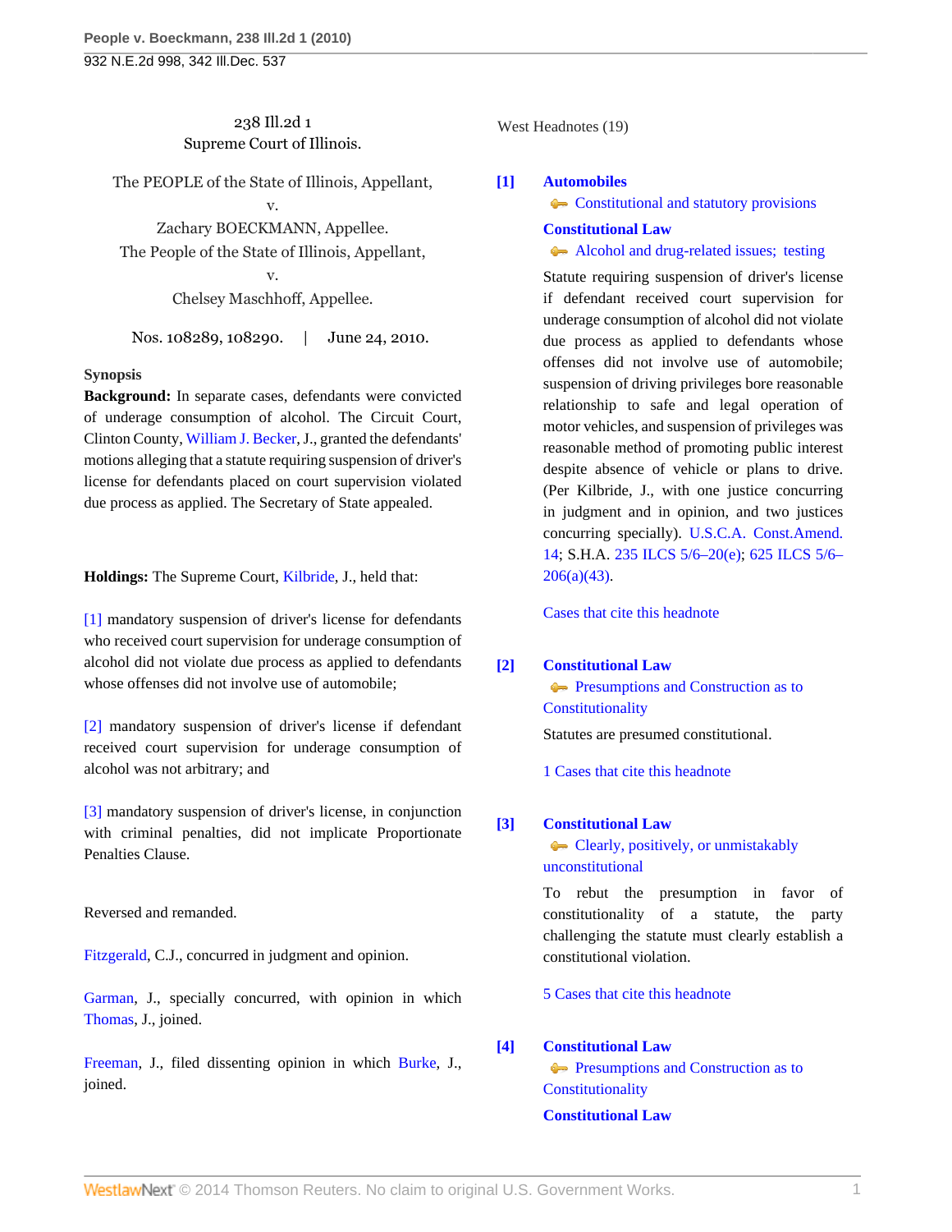238 Ill.2d 1
Supreme Court of Illinois.

The PEOPLE of the State of Illinois, Appellant,
v.
Zachary BOECKMANN, Appellee.
The People of the State of Illinois, Appellant,
v.
Chelsey Maschhoff, Appellee.

Nos. 108289, 108290. | June 24, 2010.

**Synopsis**

**Background:** In separate cases, defendants were convicted of underage consumption of alcohol. The Circuit Court, Clinton County, William J. Becker, J., granted the defendants' motions alleging that a statute requiring suspension of driver's license for defendants placed on court supervision violated due process as applied. The Secretary of State appealed.

**Holdings:** The Supreme Court, Kilbride, J., held that:

[1] mandatory suspension of driver's license for defendants who received court supervision for underage consumption of alcohol did not violate due process as applied to defendants whose offenses did not involve use of automobile;

[2] mandatory suspension of driver's license if defendant received court supervision for underage consumption of alcohol was not arbitrary; and

[3] mandatory suspension of driver's license, in conjunction with criminal penalties, did not implicate Proportionate Penalties Clause.

Reversed and remanded.

Fitzgerald, C.J., concurred in judgment and opinion.

Garman, J., specially concurred, with opinion in which Thomas, J., joined.

Freeman, J., filed dissenting opinion in which Burke, J., joined.

West Headnotes (19)

**[1]** **Automobiles**
Constitutional and statutory provisions
**Constitutional Law**
Alcohol and drug-related issues; testing

Statute requiring suspension of driver's license if defendant received court supervision for underage consumption of alcohol did not violate due process as applied to defendants whose offenses did not involve use of automobile; suspension of driving privileges bore reasonable relationship to safe and legal operation of motor vehicles, and suspension of privileges was reasonable method of promoting public interest despite absence of vehicle or plans to drive. (Per Kilbride, J., with one justice concurring in judgment and in opinion, and two justices concurring specially). U.S.C.A. Const.Amend. 14; S.H.A. 235 ILCS 5/6–20(e); 625 ILCS 5/6–206(a)(43).

Cases that cite this headnote

**[2]** **Constitutional Law**
Presumptions and Construction as to Constitutionality

Statutes are presumed constitutional.

1 Cases that cite this headnote

**[3]** **Constitutional Law**
Clearly, positively, or unmistakably unconstitutional

To rebut the presumption in favor of constitutionality of a statute, the party challenging the statute must clearly establish a constitutional violation.

5 Cases that cite this headnote

**[4]** **Constitutional Law**
Presumptions and Construction as to Constitutionality
**Constitutional Law**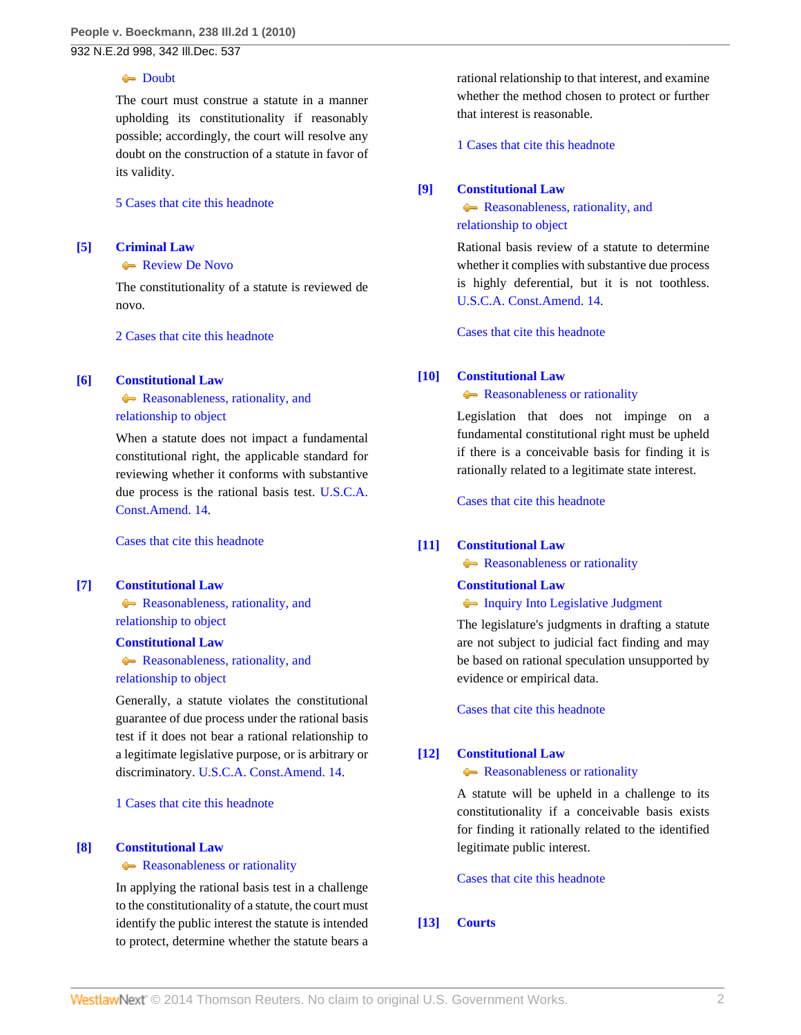Doubt

The court must construe a statute in a manner upholding its constitutionality if reasonably possible; accordingly, the court will resolve any doubt on the construction of a statute in favor of its validity.

5 Cases that cite this headnote

**[5]** **Criminal Law**
Review De Novo

The constitutionality of a statute is reviewed de novo.

2 Cases that cite this headnote

**[6]** **Constitutional Law**
Reasonableness, rationality, and relationship to object

When a statute does not impact a fundamental constitutional right, the applicable standard for reviewing whether it conforms with substantive due process is the rational basis test. U.S.C.A. Const.Amend. 14.

Cases that cite this headnote

**[7]** **Constitutional Law**
Reasonableness, rationality, and relationship to object

**Constitutional Law**
Reasonableness, rationality, and relationship to object

Generally, a statute violates the constitutional guarantee of due process under the rational basis test if it does not bear a rational relationship to a legitimate legislative purpose, or is arbitrary or discriminatory. U.S.C.A. Const.Amend. 14.

1 Cases that cite this headnote

**[8]** **Constitutional Law**
Reasonableness or rationality

In applying the rational basis test in a challenge to the constitutionality of a statute, the court must identify the public interest the statute is intended to protect, determine whether the statute bears a rational relationship to that interest, and examine whether the method chosen to protect or further that interest is reasonable.

1 Cases that cite this headnote

**[9]** **Constitutional Law**
Reasonableness, rationality, and relationship to object

Rational basis review of a statute to determine whether it complies with substantive due process is highly deferential, but it is not toothless. U.S.C.A. Const.Amend. 14.

Cases that cite this headnote

**[10]** **Constitutional Law**
Reasonableness or rationality

Legislation that does not impinge on a fundamental constitutional right must be upheld if there is a conceivable basis for finding it is rationally related to a legitimate state interest.

Cases that cite this headnote

**[11]** **Constitutional Law**
Reasonableness or rationality

**Constitutional Law**
Inquiry Into Legislative Judgment

The legislature's judgments in drafting a statute are not subject to judicial fact finding and may be based on rational speculation unsupported by evidence or empirical data.

Cases that cite this headnote

**[12]** **Constitutional Law**
Reasonableness or rationality

A statute will be upheld in a challenge to its constitutionality if a conceivable basis exists for finding it rationally related to the identified legitimate public interest.

Cases that cite this headnote

**[13]** **Courts**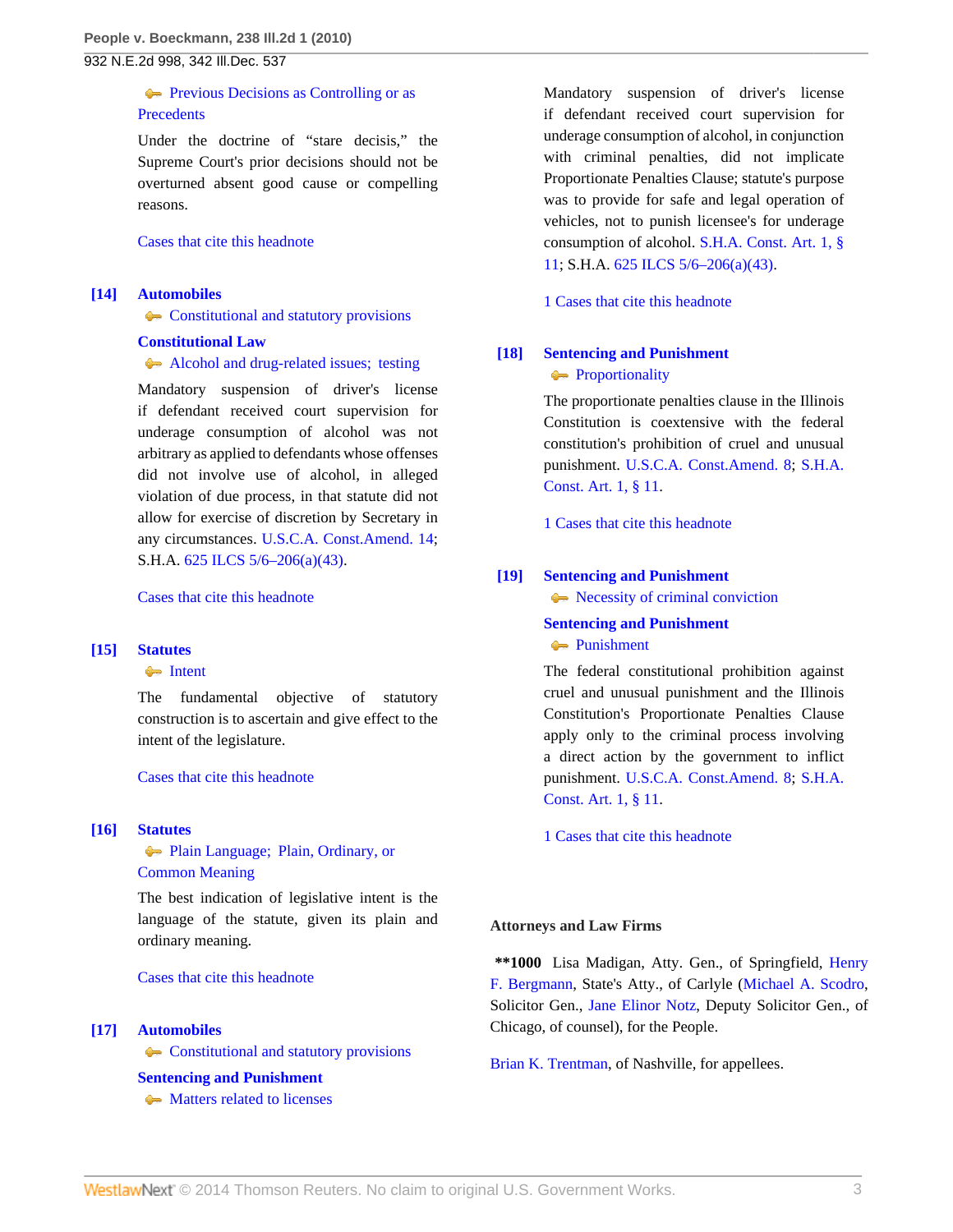Previous Decisions as Controlling or as Precedents

Under the doctrine of "stare decisis," the Supreme Court's prior decisions should not be overturned absent good cause or compelling reasons.

Cases that cite this headnote

**[14] Automobiles**

Constitutional and statutory provisions

**Constitutional Law**

Alcohol and drug-related issues; testing

Mandatory suspension of driver's license if defendant received court supervision for underage consumption of alcohol was not arbitrary as applied to defendants whose offenses did not involve use of alcohol, in alleged violation of due process, in that statute did not allow for exercise of discretion by Secretary in any circumstances. U.S.C.A. Const.Amend. 14; S.H.A. 625 ILCS 5/6–206(a)(43).

Cases that cite this headnote

**[15] Statutes**

Intent

The fundamental objective of statutory construction is to ascertain and give effect to the intent of the legislature.

Cases that cite this headnote

**[16] Statutes**

Plain Language; Plain, Ordinary, or Common Meaning

The best indication of legislative intent is the language of the statute, given its plain and ordinary meaning.

Cases that cite this headnote

**[17] Automobiles**

Constitutional and statutory provisions

**Sentencing and Punishment**

Matters related to licenses

Mandatory suspension of driver's license if defendant received court supervision for underage consumption of alcohol, in conjunction with criminal penalties, did not implicate Proportionate Penalties Clause; statute's purpose was to provide for safe and legal operation of vehicles, not to punish licensee's for underage consumption of alcohol. S.H.A. Const. Art. 1, § 11; S.H.A. 625 ILCS 5/6–206(a)(43).

1 Cases that cite this headnote

**[18] Sentencing and Punishment**

Proportionality

The proportionate penalties clause in the Illinois Constitution is coextensive with the federal constitution's prohibition of cruel and unusual punishment. U.S.C.A. Const.Amend. 8; S.H.A. Const. Art. 1, § 11.

1 Cases that cite this headnote

**[19] Sentencing and Punishment**

Necessity of criminal conviction

**Sentencing and Punishment**

Punishment

The federal constitutional prohibition against cruel and unusual punishment and the Illinois Constitution's Proportionate Penalties Clause apply only to the criminal process involving a direct action by the government to inflict punishment. U.S.C.A. Const.Amend. 8; S.H.A. Const. Art. 1, § 11.

1 Cases that cite this headnote

**Attorneys and Law Firms**

**\*\*1000** Lisa Madigan, Atty. Gen., of Springfield, Henry F. Bergmann, State's Atty., of Carlyle (Michael A. Scodro, Solicitor Gen., Jane Elinor Notz, Deputy Solicitor Gen., of Chicago, of counsel), for the People.

Brian K. Trentman, of Nashville, for appellees.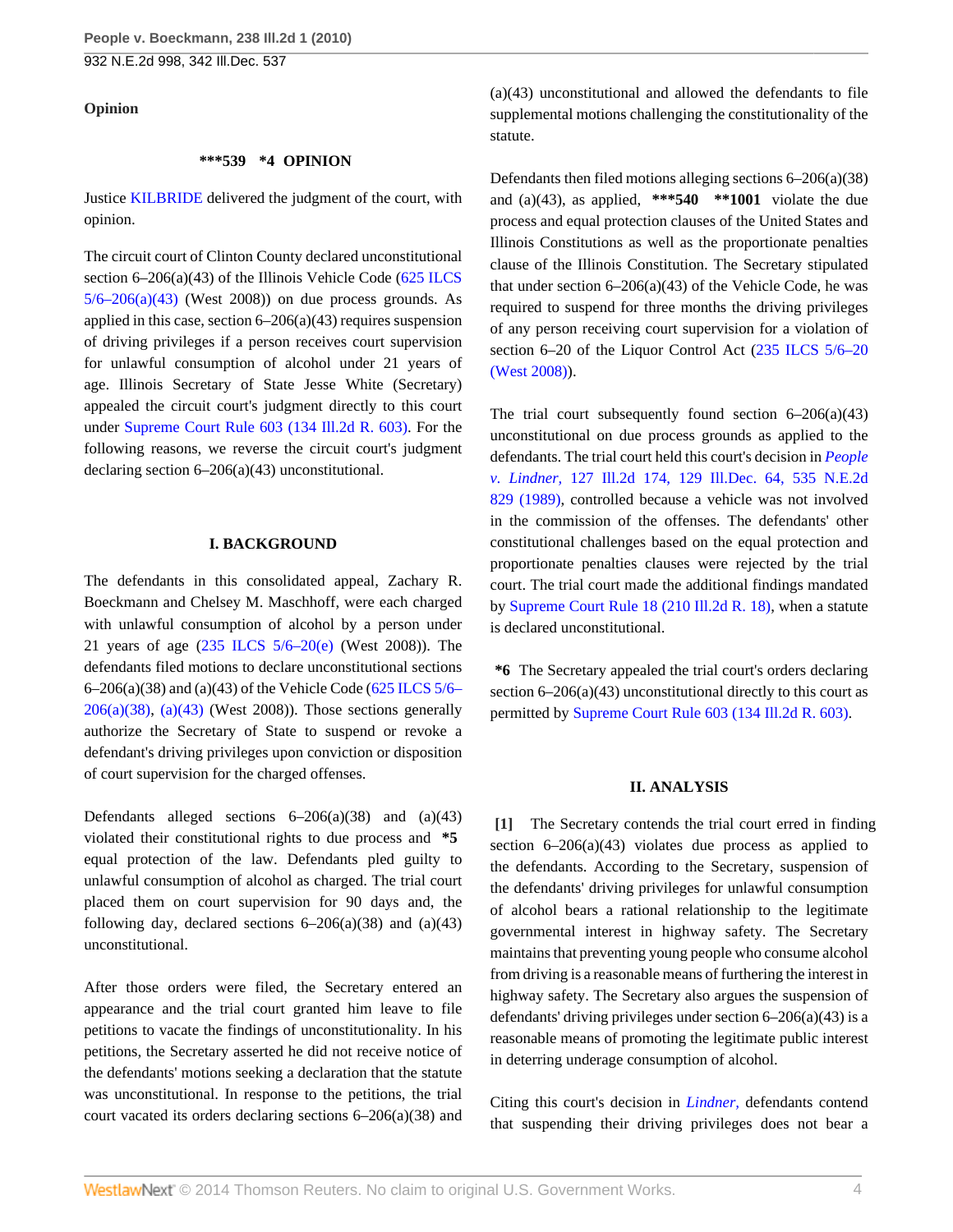**Opinion**

**\*\*\*539 \*4 OPINION**

Justice KILBRIDE delivered the judgment of the court, with opinion.

The circuit court of Clinton County declared unconstitutional section 6–206(a)(43) of the Illinois Vehicle Code (625 ILCS 5/6–206(a)(43) (West 2008)) on due process grounds. As applied in this case, section 6–206(a)(43) requires suspension of driving privileges if a person receives court supervision for unlawful consumption of alcohol under 21 years of age. Illinois Secretary of State Jesse White (Secretary) appealed the circuit court's judgment directly to this court under Supreme Court Rule 603 (134 Ill.2d R. 603). For the following reasons, we reverse the circuit court's judgment declaring section 6–206(a)(43) unconstitutional.

## I. BACKGROUND

The defendants in this consolidated appeal, Zachary R. Boeckmann and Chelsey M. Maschhoff, were each charged with unlawful consumption of alcohol by a person under 21 years of age (235 ILCS 5/6–20(e) (West 2008)). The defendants filed motions to declare unconstitutional sections 6–206(a)(38) and (a)(43) of the Vehicle Code (625 ILCS 5/6–206(a)(38), (a)(43) (West 2008)). Those sections generally authorize the Secretary of State to suspend or revoke a defendant's driving privileges upon conviction or disposition of court supervision for the charged offenses.

Defendants alleged sections 6–206(a)(38) and (a)(43) violated their constitutional rights to due process and **\*5** equal protection of the law. Defendants pled guilty to unlawful consumption of alcohol as charged. The trial court placed them on court supervision for 90 days and, the following day, declared sections 6–206(a)(38) and (a)(43) unconstitutional.

After those orders were filed, the Secretary entered an appearance and the trial court granted him leave to file petitions to vacate the findings of unconstitutionality. In his petitions, the Secretary asserted he did not receive notice of the defendants' motions seeking a declaration that the statute was unconstitutional. In response to the petitions, the trial court vacated its orders declaring sections 6–206(a)(38) and (a)(43) unconstitutional and allowed the defendants to file supplemental motions challenging the constitutionality of the statute.

Defendants then filed motions alleging sections 6–206(a)(38) and (a)(43), as applied, **\*\*\*540 \*\*1001** violate the due process and equal protection clauses of the United States and Illinois Constitutions as well as the proportionate penalties clause of the Illinois Constitution. The Secretary stipulated that under section 6–206(a)(43) of the Vehicle Code, he was required to suspend for three months the driving privileges of any person receiving court supervision for a violation of section 6–20 of the Liquor Control Act (235 ILCS 5/6–20 (West 2008)).

The trial court subsequently found section 6–206(a)(43) unconstitutional on due process grounds as applied to the defendants. The trial court held this court's decision in *People v. Lindner,* 127 Ill.2d 174, 129 Ill.Dec. 64, 535 N.E.2d 829 (1989), controlled because a vehicle was not involved in the commission of the offenses. The defendants' other constitutional challenges based on the equal protection and proportionate penalties clauses were rejected by the trial court. The trial court made the additional findings mandated by Supreme Court Rule 18 (210 Ill.2d R. 18), when a statute is declared unconstitutional.

**\*6** The Secretary appealed the trial court's orders declaring section 6–206(a)(43) unconstitutional directly to this court as permitted by Supreme Court Rule 603 (134 Ill.2d R. 603).

## II. ANALYSIS

**[1]** The Secretary contends the trial court erred in finding section 6–206(a)(43) violates due process as applied to the defendants. According to the Secretary, suspension of the defendants' driving privileges for unlawful consumption of alcohol bears a rational relationship to the legitimate governmental interest in highway safety. The Secretary maintains that preventing young people who consume alcohol from driving is a reasonable means of furthering the interest in highway safety. The Secretary also argues the suspension of defendants' driving privileges under section 6–206(a)(43) is a reasonable means of promoting the legitimate public interest in deterring underage consumption of alcohol.

Citing this court's decision in *Lindner,* defendants contend that suspending their driving privileges does not bear a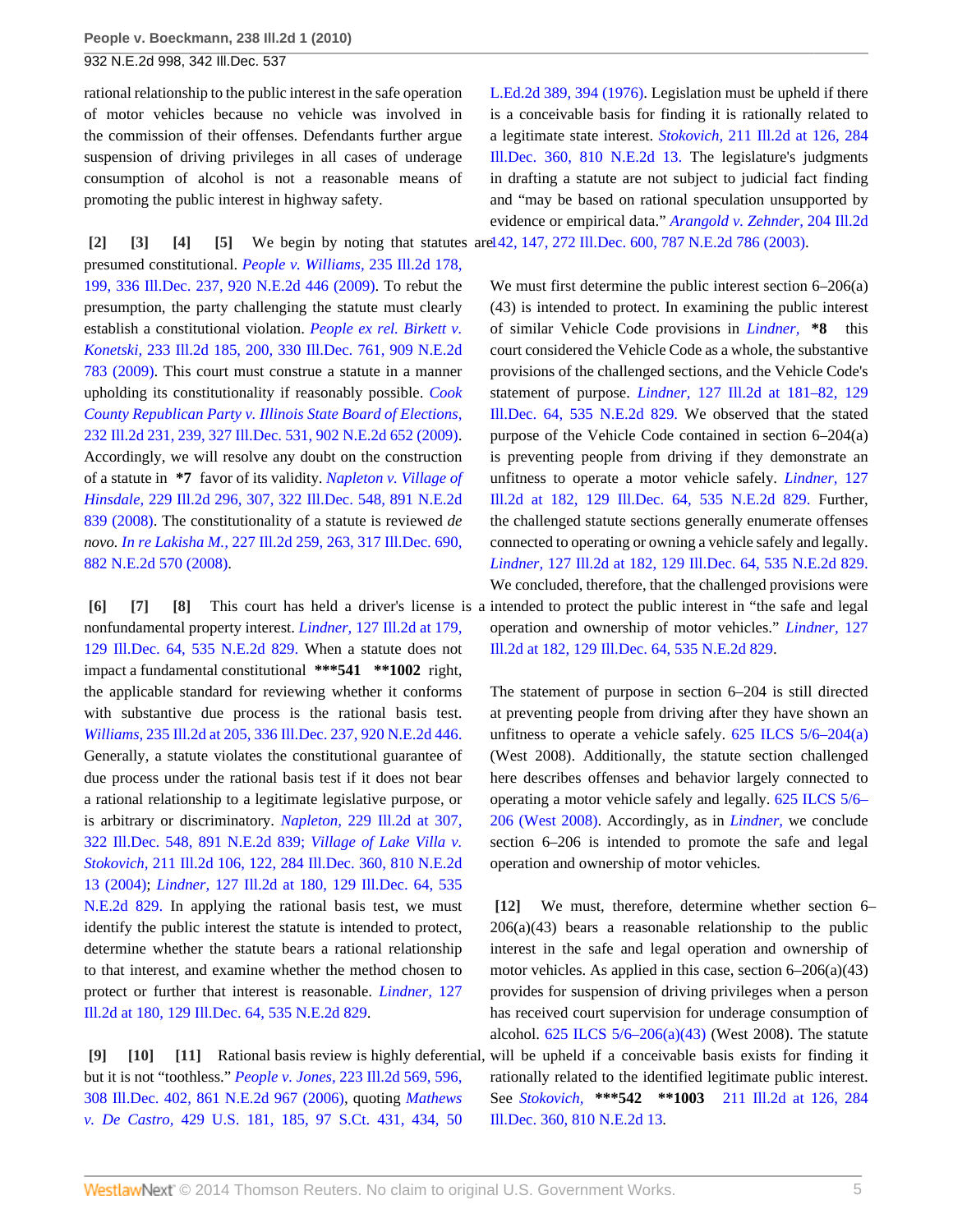rational relationship to the public interest in the safe operation of motor vehicles because no vehicle was involved in the commission of their offenses. Defendants further argue suspension of driving privileges in all cases of underage consumption of alcohol is not a reasonable means of promoting the public interest in highway safety.

**[2] [3] [4] [5]** We begin by noting that statutes are presumed constitutional. *People v. Williams,* 235 Ill.2d 178, 199, 336 Ill.Dec. 237, 920 N.E.2d 446 (2009). To rebut the presumption, the party challenging the statute must clearly establish a constitutional violation. *People ex rel. Birkett v. Konetski,* 233 Ill.2d 185, 200, 330 Ill.Dec. 761, 909 N.E.2d 783 (2009). This court must construe a statute in a manner upholding its constitutionality if reasonably possible. *Cook County Republican Party v. Illinois State Board of Elections,* 232 Ill.2d 231, 239, 327 Ill.Dec. 531, 902 N.E.2d 652 (2009). Accordingly, we will resolve any doubt on the construction of a statute in **\*7** favor of its validity. *Napleton v. Village of Hinsdale,* 229 Ill.2d 296, 307, 322 Ill.Dec. 548, 891 N.E.2d 839 (2008). The constitutionality of a statute is reviewed *de novo. In re Lakisha M.,* 227 Ill.2d 259, 263, 317 Ill.Dec. 690, 882 N.E.2d 570 (2008).

**[6] [7] [8]** This court has held a driver's license is a nonfundamental property interest. *Lindner,* 127 Ill.2d at 179, 129 Ill.Dec. 64, 535 N.E.2d 829. When a statute does not impact a fundamental constitutional **\*\*\*541 \*\*1002** right, the applicable standard for reviewing whether it conforms with substantive due process is the rational basis test. *Williams,* 235 Ill.2d at 205, 336 Ill.Dec. 237, 920 N.E.2d 446. Generally, a statute violates the constitutional guarantee of due process under the rational basis test if it does not bear a rational relationship to a legitimate legislative purpose, or is arbitrary or discriminatory. *Napleton,* 229 Ill.2d at 307, 322 Ill.Dec. 548, 891 N.E.2d 839; *Village of Lake Villa v. Stokovich,* 211 Ill.2d 106, 122, 284 Ill.Dec. 360, 810 N.E.2d 13 (2004); *Lindner,* 127 Ill.2d at 180, 129 Ill.Dec. 64, 535 N.E.2d 829. In applying the rational basis test, we must identify the public interest the statute is intended to protect, determine whether the statute bears a rational relationship to that interest, and examine whether the method chosen to protect or further that interest is reasonable. *Lindner,* 127 Ill.2d at 180, 129 Ill.Dec. 64, 535 N.E.2d 829.

**[9] [10] [11]** Rational basis review is highly deferential, but it is not "toothless." *People v. Jones,* 223 Ill.2d 569, 596, 308 Ill.Dec. 402, 861 N.E.2d 967 (2006), quoting *Mathews v. De Castro,* 429 U.S. 181, 185, 97 S.Ct. 431, 434, 50 L.Ed.2d 389, 394 (1976). Legislation must be upheld if there is a conceivable basis for finding it is rationally related to a legitimate state interest. *Stokovich,* 211 Ill.2d at 126, 284 Ill.Dec. 360, 810 N.E.2d 13. The legislature's judgments in drafting a statute are not subject to judicial fact finding and "may be based on rational speculation unsupported by evidence or empirical data." *Arangold v. Zehnder,* 204 Ill.2d 142, 147, 272 Ill.Dec. 600, 787 N.E.2d 786 (2003).

We must first determine the public interest section 6–206(a)(43) is intended to protect. In examining the public interest of similar Vehicle Code provisions in *Lindner,* **\*8** this court considered the Vehicle Code as a whole, the substantive provisions of the challenged sections, and the Vehicle Code's statement of purpose. *Lindner,* 127 Ill.2d at 181–82, 129 Ill.Dec. 64, 535 N.E.2d 829. We observed that the stated purpose of the Vehicle Code contained in section 6–204(a) is preventing people from driving if they demonstrate an unfitness to operate a motor vehicle safely. *Lindner,* 127 Ill.2d at 182, 129 Ill.Dec. 64, 535 N.E.2d 829. Further, the challenged statute sections generally enumerate offenses connected to operating or owning a vehicle safely and legally. *Lindner,* 127 Ill.2d at 182, 129 Ill.Dec. 64, 535 N.E.2d 829. We concluded, therefore, that the challenged provisions were intended to protect the public interest in "the safe and legal operation and ownership of motor vehicles." *Lindner,* 127 Ill.2d at 182, 129 Ill.Dec. 64, 535 N.E.2d 829.

The statement of purpose in section 6–204 is still directed at preventing people from driving after they have shown an unfitness to operate a vehicle safely. 625 ILCS 5/6–204(a) (West 2008). Additionally, the statute section challenged here describes offenses and behavior largely connected to operating a motor vehicle safely and legally. 625 ILCS 5/6–206 (West 2008). Accordingly, as in *Lindner,* we conclude section 6–206 is intended to promote the safe and legal operation and ownership of motor vehicles.

**[12]** We must, therefore, determine whether section 6–206(a)(43) bears a reasonable relationship to the public interest in the safe and legal operation and ownership of motor vehicles. As applied in this case, section 6–206(a)(43) provides for suspension of driving privileges when a person has received court supervision for underage consumption of alcohol. 625 ILCS 5/6–206(a)(43) (West 2008). The statute will be upheld if a conceivable basis exists for finding it rationally related to the identified legitimate public interest. See *Stokovich,* **\*\*\*542 \*\*1003** 211 Ill.2d at 126, 284 Ill.Dec. 360, 810 N.E.2d 13.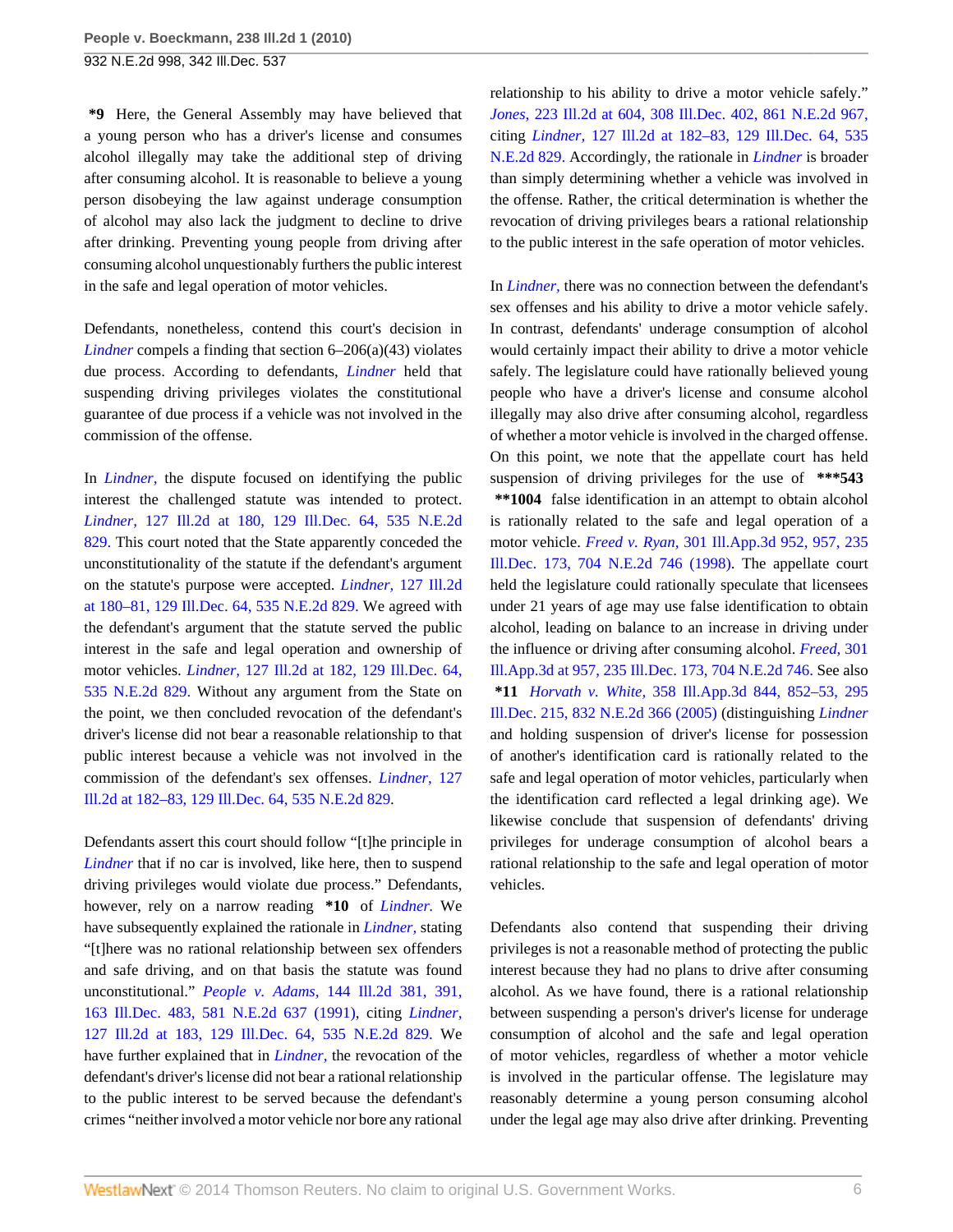**\*9** Here, the General Assembly may have believed that a young person who has a driver's license and consumes alcohol illegally may take the additional step of driving after consuming alcohol. It is reasonable to believe a young person disobeying the law against underage consumption of alcohol may also lack the judgment to decline to drive after drinking. Preventing young people from driving after consuming alcohol unquestionably furthers the public interest in the safe and legal operation of motor vehicles.

Defendants, nonetheless, contend this court's decision in *Lindner* compels a finding that section 6–206(a)(43) violates due process. According to defendants, *Lindner* held that suspending driving privileges violates the constitutional guarantee of due process if a vehicle was not involved in the commission of the offense.

In *Lindner,* the dispute focused on identifying the public interest the challenged statute was intended to protect. *Lindner,* 127 Ill.2d at 180, 129 Ill.Dec. 64, 535 N.E.2d 829. This court noted that the State apparently conceded the unconstitutionality of the statute if the defendant's argument on the statute's purpose were accepted. *Lindner,* 127 Ill.2d at 180–81, 129 Ill.Dec. 64, 535 N.E.2d 829. We agreed with the defendant's argument that the statute served the public interest in the safe and legal operation and ownership of motor vehicles. *Lindner,* 127 Ill.2d at 182, 129 Ill.Dec. 64, 535 N.E.2d 829. Without any argument from the State on the point, we then concluded revocation of the defendant's driver's license did not bear a reasonable relationship to that public interest because a vehicle was not involved in the commission of the defendant's sex offenses. *Lindner,* 127 Ill.2d at 182–83, 129 Ill.Dec. 64, 535 N.E.2d 829.

Defendants assert this court should follow "[t]he principle in *Lindner* that if no car is involved, like here, then to suspend driving privileges would violate due process." Defendants, however, rely on a narrow reading **\*10** of *Lindner.* We have subsequently explained the rationale in *Lindner,* stating "[t]here was no rational relationship between sex offenders and safe driving, and on that basis the statute was found unconstitutional." *People v. Adams,* 144 Ill.2d 381, 391, 163 Ill.Dec. 483, 581 N.E.2d 637 (1991), citing *Lindner,* 127 Ill.2d at 183, 129 Ill.Dec. 64, 535 N.E.2d 829. We have further explained that in *Lindner,* the revocation of the defendant's driver's license did not bear a rational relationship to the public interest to be served because the defendant's crimes "neither involved a motor vehicle nor bore any rational relationship to his ability to drive a motor vehicle safely." *Jones,* 223 Ill.2d at 604, 308 Ill.Dec. 402, 861 N.E.2d 967, citing *Lindner,* 127 Ill.2d at 182–83, 129 Ill.Dec. 64, 535 N.E.2d 829. Accordingly, the rationale in *Lindner* is broader than simply determining whether a vehicle was involved in the offense. Rather, the critical determination is whether the revocation of driving privileges bears a rational relationship to the public interest in the safe operation of motor vehicles.

In *Lindner,* there was no connection between the defendant's sex offenses and his ability to drive a motor vehicle safely. In contrast, defendants' underage consumption of alcohol would certainly impact their ability to drive a motor vehicle safely. The legislature could have rationally believed young people who have a driver's license and consume alcohol illegally may also drive after consuming alcohol, regardless of whether a motor vehicle is involved in the charged offense. On this point, we note that the appellate court has held suspension of driving privileges for the use of **\*\*\*543 \*\*1004** false identification in an attempt to obtain alcohol is rationally related to the safe and legal operation of a motor vehicle. *Freed v. Ryan,* 301 Ill.App.3d 952, 957, 235 Ill.Dec. 173, 704 N.E.2d 746 (1998). The appellate court held the legislature could rationally speculate that licensees under 21 years of age may use false identification to obtain alcohol, leading on balance to an increase in driving under the influence or driving after consuming alcohol. *Freed,* 301 Ill.App.3d at 957, 235 Ill.Dec. 173, 704 N.E.2d 746. See also **\*11** *Horvath v. White,* 358 Ill.App.3d 844, 852–53, 295 Ill.Dec. 215, 832 N.E.2d 366 (2005) (distinguishing *Lindner* and holding suspension of driver's license for possession of another's identification card is rationally related to the safe and legal operation of motor vehicles, particularly when the identification card reflected a legal drinking age). We likewise conclude that suspension of defendants' driving privileges for underage consumption of alcohol bears a rational relationship to the safe and legal operation of motor vehicles.

Defendants also contend that suspending their driving privileges is not a reasonable method of protecting the public interest because they had no plans to drive after consuming alcohol. As we have found, there is a rational relationship between suspending a person's driver's license for underage consumption of alcohol and the safe and legal operation of motor vehicles, regardless of whether a motor vehicle is involved in the particular offense. The legislature may reasonably determine a young person consuming alcohol under the legal age may also drive after drinking. Preventing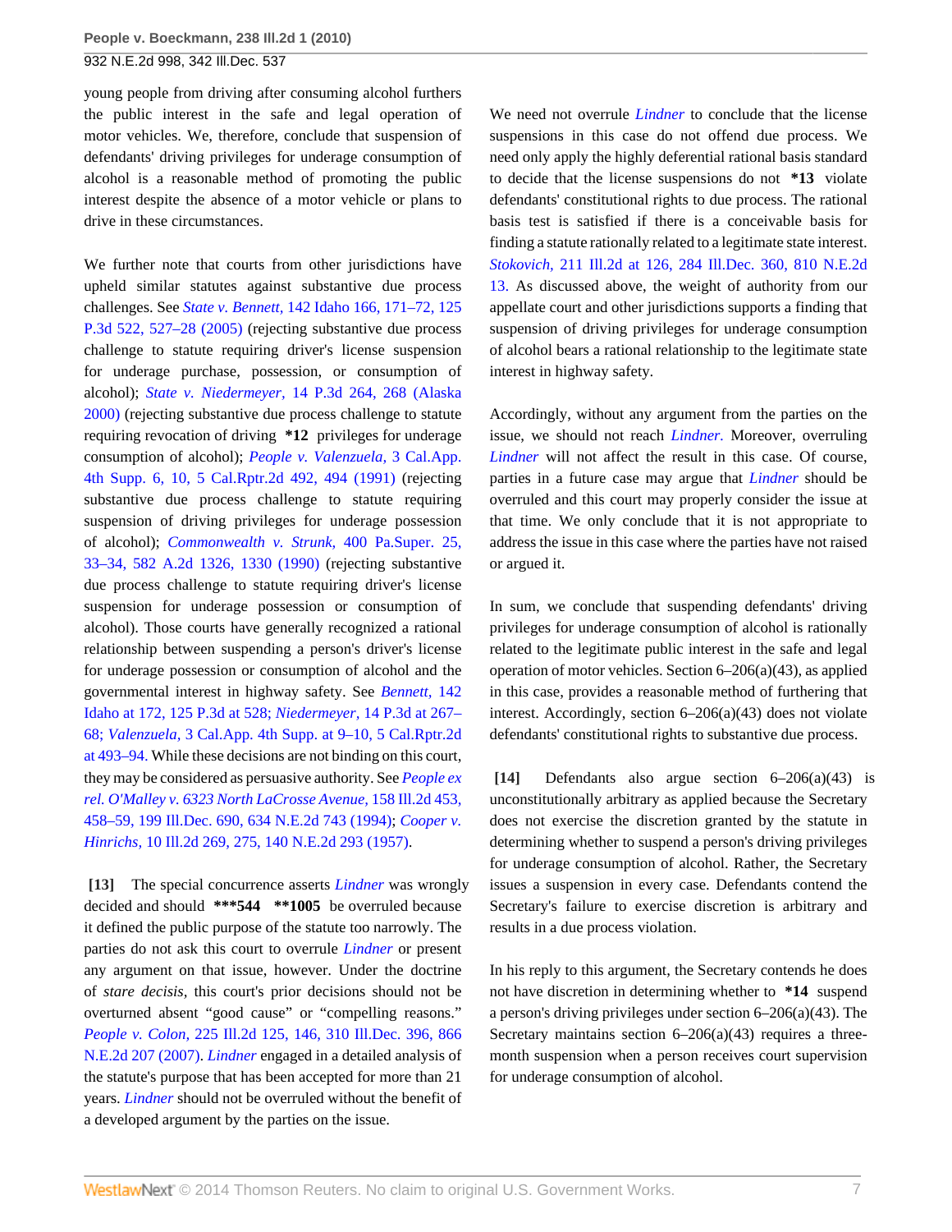young people from driving after consuming alcohol furthers the public interest in the safe and legal operation of motor vehicles. We, therefore, conclude that suspension of defendants' driving privileges for underage consumption of alcohol is a reasonable method of promoting the public interest despite the absence of a motor vehicle or plans to drive in these circumstances.

We further note that courts from other jurisdictions have upheld similar statutes against substantive due process challenges. See *State v. Bennett,* 142 Idaho 166, 171–72, 125 P.3d 522, 527–28 (2005) (rejecting substantive due process challenge to statute requiring driver's license suspension for underage purchase, possession, or consumption of alcohol); *State v. Niedermeyer,* 14 P.3d 264, 268 (Alaska 2000) (rejecting substantive due process challenge to statute requiring revocation of driving **\*12** privileges for underage consumption of alcohol); *People v. Valenzuela,* 3 Cal.App. 4th Supp. 6, 10, 5 Cal.Rptr.2d 492, 494 (1991) (rejecting substantive due process challenge to statute requiring suspension of driving privileges for underage possession of alcohol); *Commonwealth v. Strunk,* 400 Pa.Super. 25, 33–34, 582 A.2d 1326, 1330 (1990) (rejecting substantive due process challenge to statute requiring driver's license suspension for underage possession or consumption of alcohol). Those courts have generally recognized a rational relationship between suspending a person's driver's license for underage possession or consumption of alcohol and the governmental interest in highway safety. See *Bennett,* 142 Idaho at 172, 125 P.3d at 528; *Niedermeyer,* 14 P.3d at 267–68; *Valenzuela,* 3 Cal.App. 4th Supp. at 9–10, 5 Cal.Rptr.2d at 493–94. While these decisions are not binding on this court, they may be considered as persuasive authority. See *People ex rel. O'Malley v. 6323 North LaCrosse Avenue,* 158 Ill.2d 453, 458–59, 199 Ill.Dec. 690, 634 N.E.2d 743 (1994); *Cooper v. Hinrichs,* 10 Ill.2d 269, 275, 140 N.E.2d 293 (1957).

**[13]** The special concurrence asserts *Lindner* was wrongly decided and should **\*\*\*544** **\*\*1005** be overruled because it defined the public purpose of the statute too narrowly. The parties do not ask this court to overrule *Lindner* or present any argument on that issue, however. Under the doctrine of *stare decisis,* this court's prior decisions should not be overturned absent "good cause" or "compelling reasons." *People v. Colon,* 225 Ill.2d 125, 146, 310 Ill.Dec. 396, 866 N.E.2d 207 (2007). *Lindner* engaged in a detailed analysis of the statute's purpose that has been accepted for more than 21 years. *Lindner* should not be overruled without the benefit of a developed argument by the parties on the issue.

We need not overrule *Lindner* to conclude that the license suspensions in this case do not offend due process. We need only apply the highly deferential rational basis standard to decide that the license suspensions do not **\*13** violate defendants' constitutional rights to due process. The rational basis test is satisfied if there is a conceivable basis for finding a statute rationally related to a legitimate state interest. *Stokovich,* 211 Ill.2d at 126, 284 Ill.Dec. 360, 810 N.E.2d 13. As discussed above, the weight of authority from our appellate court and other jurisdictions supports a finding that suspension of driving privileges for underage consumption of alcohol bears a rational relationship to the legitimate state interest in highway safety.

Accordingly, without any argument from the parties on the issue, we should not reach *Lindner.* Moreover, overruling *Lindner* will not affect the result in this case. Of course, parties in a future case may argue that *Lindner* should be overruled and this court may properly consider the issue at that time. We only conclude that it is not appropriate to address the issue in this case where the parties have not raised or argued it.

In sum, we conclude that suspending defendants' driving privileges for underage consumption of alcohol is rationally related to the legitimate public interest in the safe and legal operation of motor vehicles. Section 6–206(a)(43), as applied in this case, provides a reasonable method of furthering that interest. Accordingly, section 6–206(a)(43) does not violate defendants' constitutional rights to substantive due process.

**[14]** Defendants also argue section 6–206(a)(43) is unconstitutionally arbitrary as applied because the Secretary does not exercise the discretion granted by the statute in determining whether to suspend a person's driving privileges for underage consumption of alcohol. Rather, the Secretary issues a suspension in every case. Defendants contend the Secretary's failure to exercise discretion is arbitrary and results in a due process violation.

In his reply to this argument, the Secretary contends he does not have discretion in determining whether to **\*14** suspend a person's driving privileges under section 6–206(a)(43). The Secretary maintains section 6–206(a)(43) requires a three-month suspension when a person receives court supervision for underage consumption of alcohol.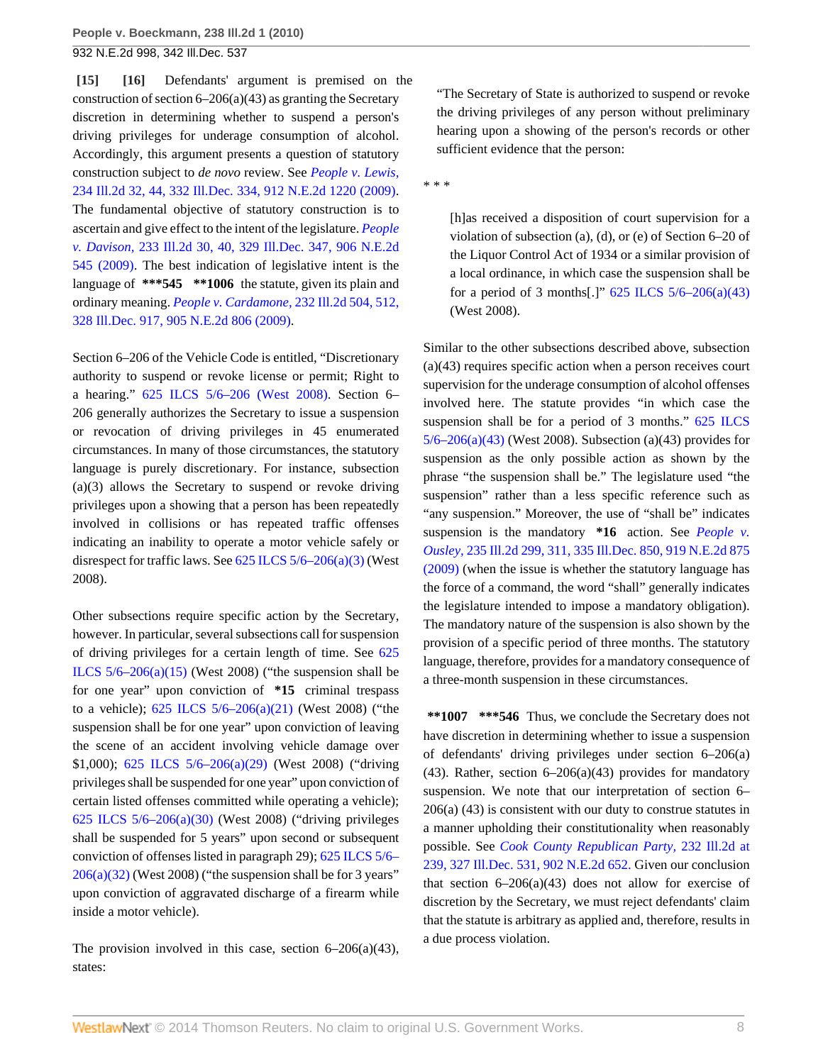**[15]** **[16]** Defendants' argument is premised on the construction of section 6–206(a)(43) as granting the Secretary discretion in determining whether to suspend a person's driving privileges for underage consumption of alcohol. Accordingly, this argument presents a question of statutory construction subject to *de novo* review. See *People v. Lewis,* 234 Ill.2d 32, 44, 332 Ill.Dec. 334, 912 N.E.2d 1220 (2009). The fundamental objective of statutory construction is to ascertain and give effect to the intent of the legislature. *People v. Davison,* 233 Ill.2d 30, 40, 329 Ill.Dec. 347, 906 N.E.2d 545 (2009). The best indication of legislative intent is the language of **\*\*\*545** **\*\*1006** the statute, given its plain and ordinary meaning. *People v. Cardamone,* 232 Ill.2d 504, 512, 328 Ill.Dec. 917, 905 N.E.2d 806 (2009).

Section 6–206 of the Vehicle Code is entitled, "Discretionary authority to suspend or revoke license or permit; Right to a hearing." 625 ILCS 5/6–206 (West 2008). Section 6–206 generally authorizes the Secretary to issue a suspension or revocation of driving privileges in 45 enumerated circumstances. In many of those circumstances, the statutory language is purely discretionary. For instance, subsection (a)(3) allows the Secretary to suspend or revoke driving privileges upon a showing that a person has been repeatedly involved in collisions or has repeated traffic offenses indicating an inability to operate a motor vehicle safely or disrespect for traffic laws. See 625 ILCS 5/6–206(a)(3) (West 2008).

Other subsections require specific action by the Secretary, however. In particular, several subsections call for suspension of driving privileges for a certain length of time. See 625 ILCS 5/6–206(a)(15) (West 2008) ("the suspension shall be for one year" upon conviction of **\*15** criminal trespass to a vehicle); 625 ILCS 5/6–206(a)(21) (West 2008) ("the suspension shall be for one year" upon conviction of leaving the scene of an accident involving vehicle damage over $1,000); 625 ILCS 5/6–206(a)(29) (West 2008) ("driving privileges shall be suspended for one year" upon conviction of certain listed offenses committed while operating a vehicle); 625 ILCS 5/6–206(a)(30) (West 2008) ("driving privileges shall be suspended for 5 years" upon second or subsequent conviction of offenses listed in paragraph 29); 625 ILCS 5/6–206(a)(32) (West 2008) ("the suspension shall be for 3 years" upon conviction of aggravated discharge of a firearm while inside a motor vehicle).

The provision involved in this case, section 6–206(a)(43), states:

> "The Secretary of State is authorized to suspend or revoke the driving privileges of any person without preliminary hearing upon a showing of the person's records or other sufficient evidence that the person:

\* \* \*

> [h]as received a disposition of court supervision for a violation of subsection (a), (d), or (e) of Section 6–20 of the Liquor Control Act of 1934 or a similar provision of a local ordinance, in which case the suspension shall be for a period of 3 months[.]" 625 ILCS 5/6–206(a)(43) (West 2008).

Similar to the other subsections described above, subsection (a)(43) requires specific action when a person receives court supervision for the underage consumption of alcohol offenses involved here. The statute provides "in which case the suspension shall be for a period of 3 months." 625 ILCS 5/6–206(a)(43) (West 2008). Subsection (a)(43) provides for suspension as the only possible action as shown by the phrase "the suspension shall be." The legislature used "the suspension" rather than a less specific reference such as "any suspension." Moreover, the use of "shall be" indicates suspension is the mandatory **\*16** action. See *People v. Ousley,* 235 Ill.2d 299, 311, 335 Ill.Dec. 850, 919 N.E.2d 875 (2009) (when the issue is whether the statutory language has the force of a command, the word "shall" generally indicates the legislature intended to impose a mandatory obligation). The mandatory nature of the suspension is also shown by the provision of a specific period of three months. The statutory language, therefore, provides for a mandatory consequence of a three-month suspension in these circumstances.

**\*\*1007** **\*\*\*546** Thus, we conclude the Secretary does not have discretion in determining whether to issue a suspension of defendants' driving privileges under section 6–206(a)(43). Rather, section 6–206(a)(43) provides for mandatory suspension. We note that our interpretation of section 6–206(a) (43) is consistent with our duty to construe statutes in a manner upholding their constitutionality when reasonably possible. See *Cook County Republican Party,* 232 Ill.2d at 239, 327 Ill.Dec. 531, 902 N.E.2d 652. Given our conclusion that section 6–206(a)(43) does not allow for exercise of discretion by the Secretary, we must reject defendants' claim that the statute is arbitrary as applied and, therefore, results in a due process violation.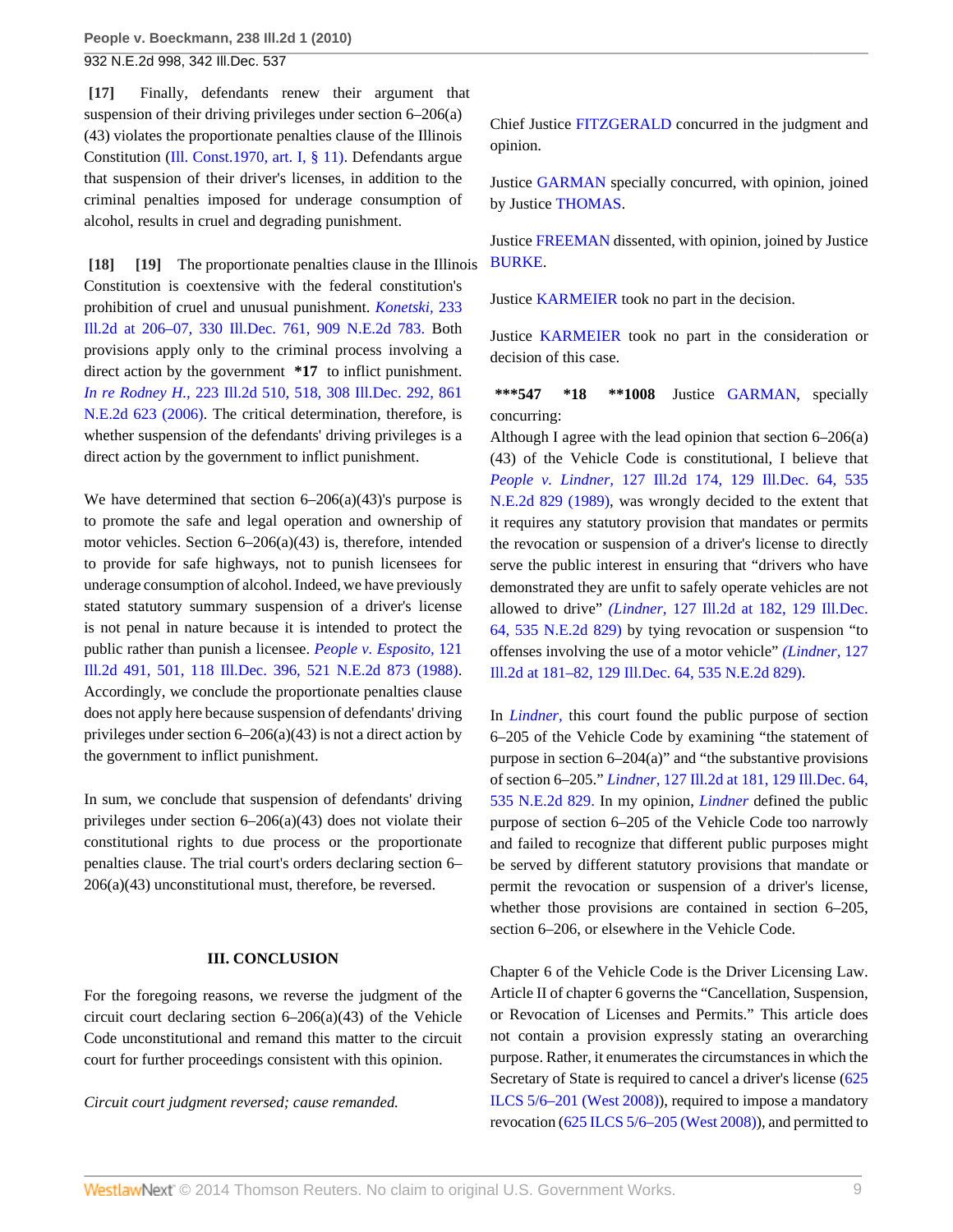**[17]** Finally, defendants renew their argument that suspension of their driving privileges under section 6–206(a)(43) violates the proportionate penalties clause of the Illinois Constitution (Ill. Const.1970, art. I, § 11). Defendants argue that suspension of their driver's licenses, in addition to the criminal penalties imposed for underage consumption of alcohol, results in cruel and degrading punishment.

**[18]** **[19]** The proportionate penalties clause in the Illinois Constitution is coextensive with the federal constitution's prohibition of cruel and unusual punishment. *Konetski,* 233 Ill.2d at 206–07, 330 Ill.Dec. 761, 909 N.E.2d 783. Both provisions apply only to the criminal process involving a direct action by the government **\*17** to inflict punishment. *In re Rodney H.,* 223 Ill.2d 510, 518, 308 Ill.Dec. 292, 861 N.E.2d 623 (2006). The critical determination, therefore, is whether suspension of the defendants' driving privileges is a direct action by the government to inflict punishment.

We have determined that section 6–206(a)(43)'s purpose is to promote the safe and legal operation and ownership of motor vehicles. Section 6–206(a)(43) is, therefore, intended to provide for safe highways, not to punish licensees for underage consumption of alcohol. Indeed, we have previously stated statutory summary suspension of a driver's license is not penal in nature because it is intended to protect the public rather than punish a licensee. *People v. Esposito,* 121 Ill.2d 491, 501, 118 Ill.Dec. 396, 521 N.E.2d 873 (1988). Accordingly, we conclude the proportionate penalties clause does not apply here because suspension of defendants' driving privileges under section 6–206(a)(43) is not a direct action by the government to inflict punishment.

In sum, we conclude that suspension of defendants' driving privileges under section 6–206(a)(43) does not violate their constitutional rights to due process or the proportionate penalties clause. The trial court's orders declaring section 6–206(a)(43) unconstitutional must, therefore, be reversed.

### III. CONCLUSION

For the foregoing reasons, we reverse the judgment of the circuit court declaring section 6–206(a)(43) of the Vehicle Code unconstitutional and remand this matter to the circuit court for further proceedings consistent with this opinion.

*Circuit court judgment reversed; cause remanded.*

Chief Justice FITZGERALD concurred in the judgment and opinion.

Justice GARMAN specially concurred, with opinion, joined by Justice THOMAS.

Justice FREEMAN dissented, with opinion, joined by Justice BURKE.

Justice KARMEIER took no part in the decision.

Justice KARMEIER took no part in the consideration or decision of this case.

**\*\*\*547** **\*18** **\*\*1008** Justice GARMAN, specially concurring:

Although I agree with the lead opinion that section 6–206(a)(43) of the Vehicle Code is constitutional, I believe that *People v. Lindner,* 127 Ill.2d 174, 129 Ill.Dec. 64, 535 N.E.2d 829 (1989), was wrongly decided to the extent that it requires any statutory provision that mandates or permits the revocation or suspension of a driver's license to directly serve the public interest in ensuring that "drivers who have demonstrated they are unfit to safely operate vehicles are not allowed to drive" *(Lindner,* 127 Ill.2d at 182, 129 Ill.Dec. 64, 535 N.E.2d 829) by tying revocation or suspension "to offenses involving the use of a motor vehicle" *(Lindner,* 127 Ill.2d at 181–82, 129 Ill.Dec. 64, 535 N.E.2d 829).

In *Lindner,* this court found the public purpose of section 6–205 of the Vehicle Code by examining "the statement of purpose in section 6–204(a)" and "the substantive provisions of section 6–205." *Lindner,* 127 Ill.2d at 181, 129 Ill.Dec. 64, 535 N.E.2d 829. In my opinion, *Lindner* defined the public purpose of section 6–205 of the Vehicle Code too narrowly and failed to recognize that different public purposes might be served by different statutory provisions that mandate or permit the revocation or suspension of a driver's license, whether those provisions are contained in section 6–205, section 6–206, or elsewhere in the Vehicle Code.

Chapter 6 of the Vehicle Code is the Driver Licensing Law. Article II of chapter 6 governs the "Cancellation, Suspension, or Revocation of Licenses and Permits." This article does not contain a provision expressly stating an overarching purpose. Rather, it enumerates the circumstances in which the Secretary of State is required to cancel a driver's license (625 ILCS 5/6–201 (West 2008)), required to impose a mandatory revocation (625 ILCS 5/6–205 (West 2008)), and permitted to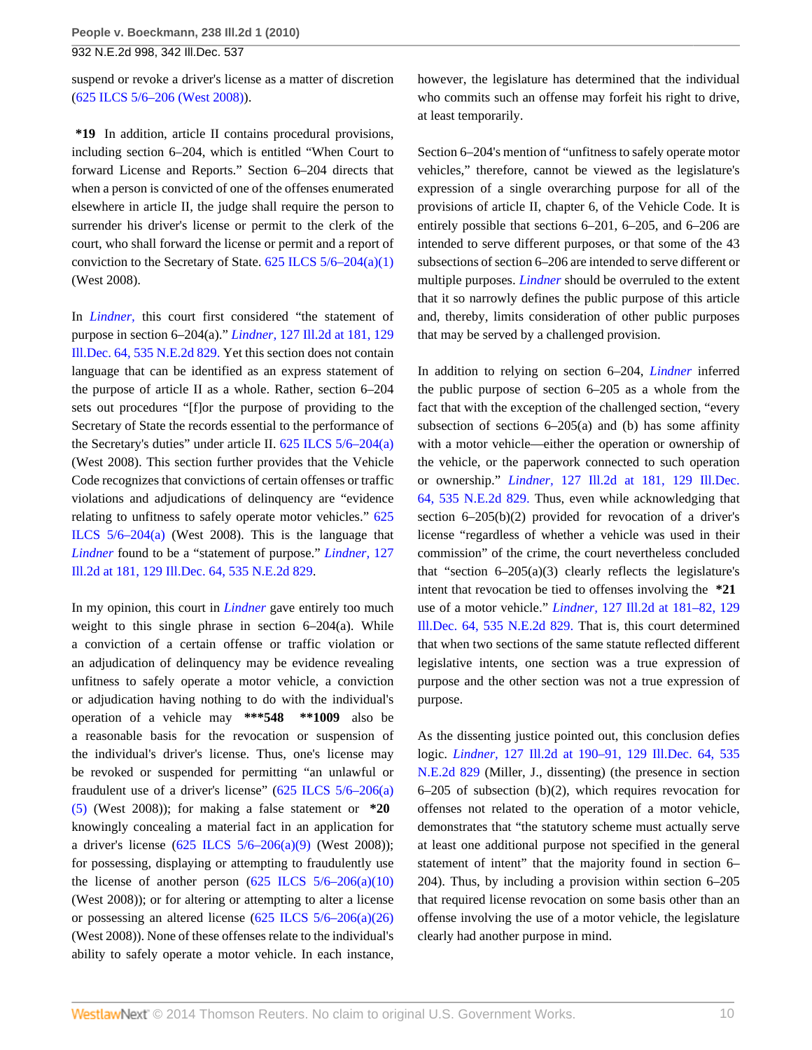suspend or revoke a driver's license as a matter of discretion (625 ILCS 5/6–206 (West 2008)).

**\*19** In addition, article II contains procedural provisions, including section 6–204, which is entitled "When Court to forward License and Reports." Section 6–204 directs that when a person is convicted of one of the offenses enumerated elsewhere in article II, the judge shall require the person to surrender his driver's license or permit to the clerk of the court, who shall forward the license or permit and a report of conviction to the Secretary of State. 625 ILCS 5/6–204(a)(1) (West 2008).

In *Lindner,* this court first considered "the statement of purpose in section 6–204(a)." *Lindner,* 127 Ill.2d at 181, 129 Ill.Dec. 64, 535 N.E.2d 829. Yet this section does not contain language that can be identified as an express statement of the purpose of article II as a whole. Rather, section 6–204 sets out procedures "[f]or the purpose of providing to the Secretary of State the records essential to the performance of the Secretary's duties" under article II. 625 ILCS 5/6–204(a) (West 2008). This section further provides that the Vehicle Code recognizes that convictions of certain offenses or traffic violations and adjudications of delinquency are "evidence relating to unfitness to safely operate motor vehicles." 625 ILCS 5/6–204(a) (West 2008). This is the language that *Lindner* found to be a "statement of purpose." *Lindner,* 127 Ill.2d at 181, 129 Ill.Dec. 64, 535 N.E.2d 829.

In my opinion, this court in *Lindner* gave entirely too much weight to this single phrase in section 6–204(a). While a conviction of a certain offense or traffic violation or an adjudication of delinquency may be evidence revealing unfitness to safely operate a motor vehicle, a conviction or adjudication having nothing to do with the individual's operation of a vehicle may **\*\*\*548** **\*\*1009** also be a reasonable basis for the revocation or suspension of the individual's driver's license. Thus, one's license may be revoked or suspended for permitting "an unlawful or fraudulent use of a driver's license" (625 ILCS 5/6–206(a)(5) (West 2008)); for making a false statement or **\*20** knowingly concealing a material fact in an application for a driver's license (625 ILCS 5/6–206(a)(9) (West 2008)); for possessing, displaying or attempting to fraudulently use the license of another person (625 ILCS 5/6–206(a)(10) (West 2008)); or for altering or attempting to alter a license or possessing an altered license (625 ILCS 5/6–206(a)(26) (West 2008)). None of these offenses relate to the individual's ability to safely operate a motor vehicle. In each instance, however, the legislature has determined that the individual who commits such an offense may forfeit his right to drive, at least temporarily.

Section 6–204's mention of "unfitness to safely operate motor vehicles," therefore, cannot be viewed as the legislature's expression of a single overarching purpose for all of the provisions of article II, chapter 6, of the Vehicle Code. It is entirely possible that sections 6–201, 6–205, and 6–206 are intended to serve different purposes, or that some of the 43 subsections of section 6–206 are intended to serve different or multiple purposes. *Lindner* should be overruled to the extent that it so narrowly defines the public purpose of this article and, thereby, limits consideration of other public purposes that may be served by a challenged provision.

In addition to relying on section 6–204, *Lindner* inferred the public purpose of section 6–205 as a whole from the fact that with the exception of the challenged section, "every subsection of sections 6–205(a) and (b) has some affinity with a motor vehicle—either the operation or ownership of the vehicle, or the paperwork connected to such operation or ownership." *Lindner,* 127 Ill.2d at 181, 129 Ill.Dec. 64, 535 N.E.2d 829. Thus, even while acknowledging that section 6–205(b)(2) provided for revocation of a driver's license "regardless of whether a vehicle was used in their commission" of the crime, the court nevertheless concluded that "section 6–205(a)(3) clearly reflects the legislature's intent that revocation be tied to offenses involving the **\*21** use of a motor vehicle." *Lindner,* 127 Ill.2d at 181–82, 129 Ill.Dec. 64, 535 N.E.2d 829. That is, this court determined that when two sections of the same statute reflected different legislative intents, one section was a true expression of purpose and the other section was not a true expression of purpose.

As the dissenting justice pointed out, this conclusion defies logic. *Lindner,* 127 Ill.2d at 190–91, 129 Ill.Dec. 64, 535 N.E.2d 829 (Miller, J., dissenting) (the presence in section 6–205 of subsection (b)(2), which requires revocation for offenses not related to the operation of a motor vehicle, demonstrates that "the statutory scheme must actually serve at least one additional purpose not specified in the general statement of intent" that the majority found in section 6–204). Thus, by including a provision within section 6–205 that required license revocation on some basis other than an offense involving the use of a motor vehicle, the legislature clearly had another purpose in mind.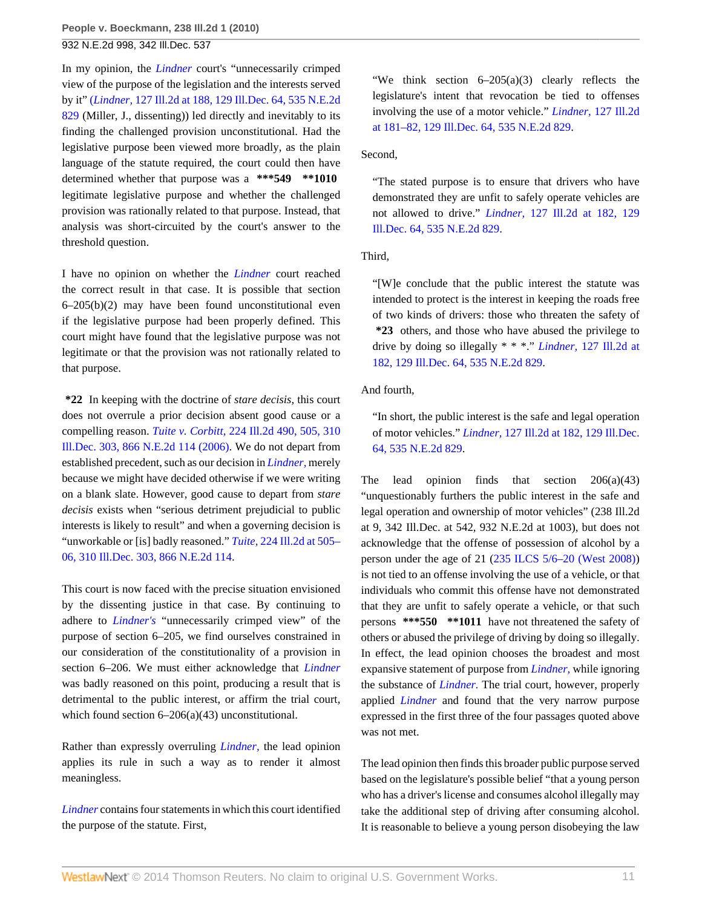In my opinion, the *Lindner* court's "unnecessarily crimped view of the purpose of the legislation and the interests served by it" (*Lindner,* 127 Ill.2d at 188, 129 Ill.Dec. 64, 535 N.E.2d 829 (Miller, J., dissenting)) led directly and inevitably to its finding the challenged provision unconstitutional. Had the legislative purpose been viewed more broadly, as the plain language of the statute required, the court could then have determined whether that purpose was a **\*\*\*549** **\*\*1010** legitimate legislative purpose and whether the challenged provision was rationally related to that purpose. Instead, that analysis was short-circuited by the court's answer to the threshold question.

I have no opinion on whether the *Lindner* court reached the correct result in that case. It is possible that section 6–205(b)(2) may have been found unconstitutional even if the legislative purpose had been properly defined. This court might have found that the legislative purpose was not legitimate or that the provision was not rationally related to that purpose.

**\*22** In keeping with the doctrine of *stare decisis,* this court does not overrule a prior decision absent good cause or a compelling reason. *Tuite v. Corbitt,* 224 Ill.2d 490, 505, 310 Ill.Dec. 303, 866 N.E.2d 114 (2006). We do not depart from established precedent, such as our decision in *Lindner,* merely because we might have decided otherwise if we were writing on a blank slate. However, good cause to depart from *stare decisis* exists when "serious detriment prejudicial to public interests is likely to result" and when a governing decision is "unworkable or [is] badly reasoned." *Tuite,* 224 Ill.2d at 505–06, 310 Ill.Dec. 303, 866 N.E.2d 114.

This court is now faced with the precise situation envisioned by the dissenting justice in that case. By continuing to adhere to *Lindner's* "unnecessarily crimped view" of the purpose of section 6–205, we find ourselves constrained in our consideration of the constitutionality of a provision in section 6–206. We must either acknowledge that *Lindner* was badly reasoned on this point, producing a result that is detrimental to the public interest, or affirm the trial court, which found section 6–206(a)(43) unconstitutional.

Rather than expressly overruling *Lindner,* the lead opinion applies its rule in such a way as to render it almost meaningless.

*Lindner* contains four statements in which this court identified the purpose of the statute. First,

> "We think section 6–205(a)(3) clearly reflects the legislature's intent that revocation be tied to offenses involving the use of a motor vehicle." *Lindner,* 127 Ill.2d at 181–82, 129 Ill.Dec. 64, 535 N.E.2d 829.

Second,

> "The stated purpose is to ensure that drivers who have demonstrated they are unfit to safely operate vehicles are not allowed to drive." *Lindner,* 127 Ill.2d at 182, 129 Ill.Dec. 64, 535 N.E.2d 829.

Third,

> "[W]e conclude that the public interest the statute was intended to protect is the interest in keeping the roads free of two kinds of drivers: those who threaten the safety of **\*23** others, and those who have abused the privilege to drive by doing so illegally * * *." *Lindner,* 127 Ill.2d at 182, 129 Ill.Dec. 64, 535 N.E.2d 829.

And fourth,

> "In short, the public interest is the safe and legal operation of motor vehicles." *Lindner,* 127 Ill.2d at 182, 129 Ill.Dec. 64, 535 N.E.2d 829.

The lead opinion finds that section 206(a)(43) "unquestionably furthers the public interest in the safe and legal operation and ownership of motor vehicles" (238 Ill.2d at 9, 342 Ill.Dec. at 542, 932 N.E.2d at 1003), but does not acknowledge that the offense of possession of alcohol by a person under the age of 21 (235 ILCS 5/6–20 (West 2008)) is not tied to an offense involving the use of a vehicle, or that individuals who commit this offense have not demonstrated that they are unfit to safely operate a vehicle, or that such persons **\*\*\*550** **\*\*1011** have not threatened the safety of others or abused the privilege of driving by doing so illegally. In effect, the lead opinion chooses the broadest and most expansive statement of purpose from *Lindner,* while ignoring the substance of *Lindner.* The trial court, however, properly applied *Lindner* and found that the very narrow purpose expressed in the first three of the four passages quoted above was not met.

The lead opinion then finds this broader public purpose served based on the legislature's possible belief "that a young person who has a driver's license and consumes alcohol illegally may take the additional step of driving after consuming alcohol. It is reasonable to believe a young person disobeying the law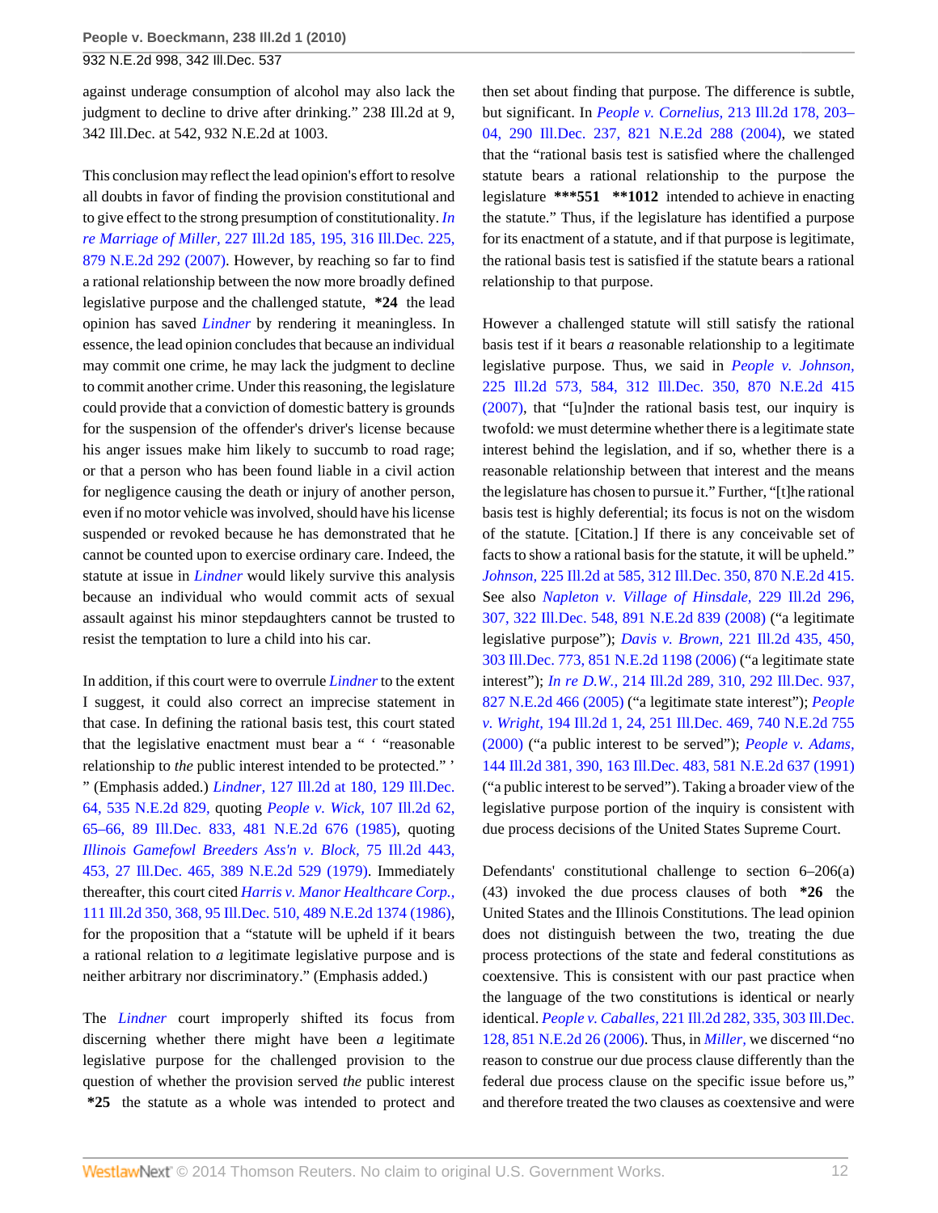against underage consumption of alcohol may also lack the judgment to decline to drive after drinking." 238 Ill.2d at 9, 342 Ill.Dec. at 542, 932 N.E.2d at 1003.

This conclusion may reflect the lead opinion's effort to resolve all doubts in favor of finding the provision constitutional and to give effect to the strong presumption of constitutionality. *In re Marriage of Miller,* 227 Ill.2d 185, 195, 316 Ill.Dec. 225, 879 N.E.2d 292 (2007). However, by reaching so far to find a rational relationship between the now more broadly defined legislative purpose and the challenged statute, **\*24** the lead opinion has saved *Lindner* by rendering it meaningless. In essence, the lead opinion concludes that because an individual may commit one crime, he may lack the judgment to decline to commit another crime. Under this reasoning, the legislature could provide that a conviction of domestic battery is grounds for the suspension of the offender's driver's license because his anger issues make him likely to succumb to road rage; or that a person who has been found liable in a civil action for negligence causing the death or injury of another person, even if no motor vehicle was involved, should have his license suspended or revoked because he has demonstrated that he cannot be counted upon to exercise ordinary care. Indeed, the statute at issue in *Lindner* would likely survive this analysis because an individual who would commit acts of sexual assault against his minor stepdaughters cannot be trusted to resist the temptation to lure a child into his car.

In addition, if this court were to overrule *Lindner* to the extent I suggest, it could also correct an imprecise statement in that case. In defining the rational basis test, this court stated that the legislative enactment must bear a " ' "reasonable relationship to *the* public interest intended to be protected." ' " (Emphasis added.) *Lindner,* 127 Ill.2d at 180, 129 Ill.Dec. 64, 535 N.E.2d 829, quoting *People v. Wick,* 107 Ill.2d 62, 65–66, 89 Ill.Dec. 833, 481 N.E.2d 676 (1985), quoting *Illinois Gamefowl Breeders Ass'n v. Block,* 75 Ill.2d 443, 453, 27 Ill.Dec. 465, 389 N.E.2d 529 (1979). Immediately thereafter, this court cited *Harris v. Manor Healthcare Corp.,* 111 Ill.2d 350, 368, 95 Ill.Dec. 510, 489 N.E.2d 1374 (1986), for the proposition that a "statute will be upheld if it bears a rational relation to *a* legitimate legislative purpose and is neither arbitrary nor discriminatory." (Emphasis added.)

The *Lindner* court improperly shifted its focus from discerning whether there might have been *a* legitimate legislative purpose for the challenged provision to the question of whether the provision served *the* public interest **\*25** the statute as a whole was intended to protect and then set about finding that purpose. The difference is subtle, but significant. In *People v. Cornelius,* 213 Ill.2d 178, 203–04, 290 Ill.Dec. 237, 821 N.E.2d 288 (2004), we stated that the "rational basis test is satisfied where the challenged statute bears a rational relationship to the purpose the legislature **\*\*\*551 \*\*1012** intended to achieve in enacting the statute." Thus, if the legislature has identified a purpose for its enactment of a statute, and if that purpose is legitimate, the rational basis test is satisfied if the statute bears a rational relationship to that purpose.

However a challenged statute will still satisfy the rational basis test if it bears *a* reasonable relationship to a legitimate legislative purpose. Thus, we said in *People v. Johnson,* 225 Ill.2d 573, 584, 312 Ill.Dec. 350, 870 N.E.2d 415 (2007), that "[u]nder the rational basis test, our inquiry is twofold: we must determine whether there is a legitimate state interest behind the legislation, and if so, whether there is a reasonable relationship between that interest and the means the legislature has chosen to pursue it." Further, "[t]he rational basis test is highly deferential; its focus is not on the wisdom of the statute. [Citation.] If there is any conceivable set of facts to show a rational basis for the statute, it will be upheld." *Johnson,* 225 Ill.2d at 585, 312 Ill.Dec. 350, 870 N.E.2d 415. See also *Napleton v. Village of Hinsdale,* 229 Ill.2d 296, 307, 322 Ill.Dec. 548, 891 N.E.2d 839 (2008) ("a legitimate legislative purpose"); *Davis v. Brown,* 221 Ill.2d 435, 450, 303 Ill.Dec. 773, 851 N.E.2d 1198 (2006) ("a legitimate state interest"); *In re D.W.,* 214 Ill.2d 289, 310, 292 Ill.Dec. 937, 827 N.E.2d 466 (2005) ("a legitimate state interest"); *People v. Wright,* 194 Ill.2d 1, 24, 251 Ill.Dec. 469, 740 N.E.2d 755 (2000) ("a public interest to be served"); *People v. Adams,* 144 Ill.2d 381, 390, 163 Ill.Dec. 483, 581 N.E.2d 637 (1991) ("a public interest to be served"). Taking a broader view of the legislative purpose portion of the inquiry is consistent with due process decisions of the United States Supreme Court.

Defendants' constitutional challenge to section 6–206(a)(43) invoked the due process clauses of both **\*26** the United States and the Illinois Constitutions. The lead opinion does not distinguish between the two, treating the due process protections of the state and federal constitutions as coextensive. This is consistent with our past practice when the language of the two constitutions is identical or nearly identical. *People v. Caballes,* 221 Ill.2d 282, 335, 303 Ill.Dec. 128, 851 N.E.2d 26 (2006). Thus, in *Miller,* we discerned "no reason to construe our due process clause differently than the federal due process clause on the specific issue before us," and therefore treated the two clauses as coextensive and were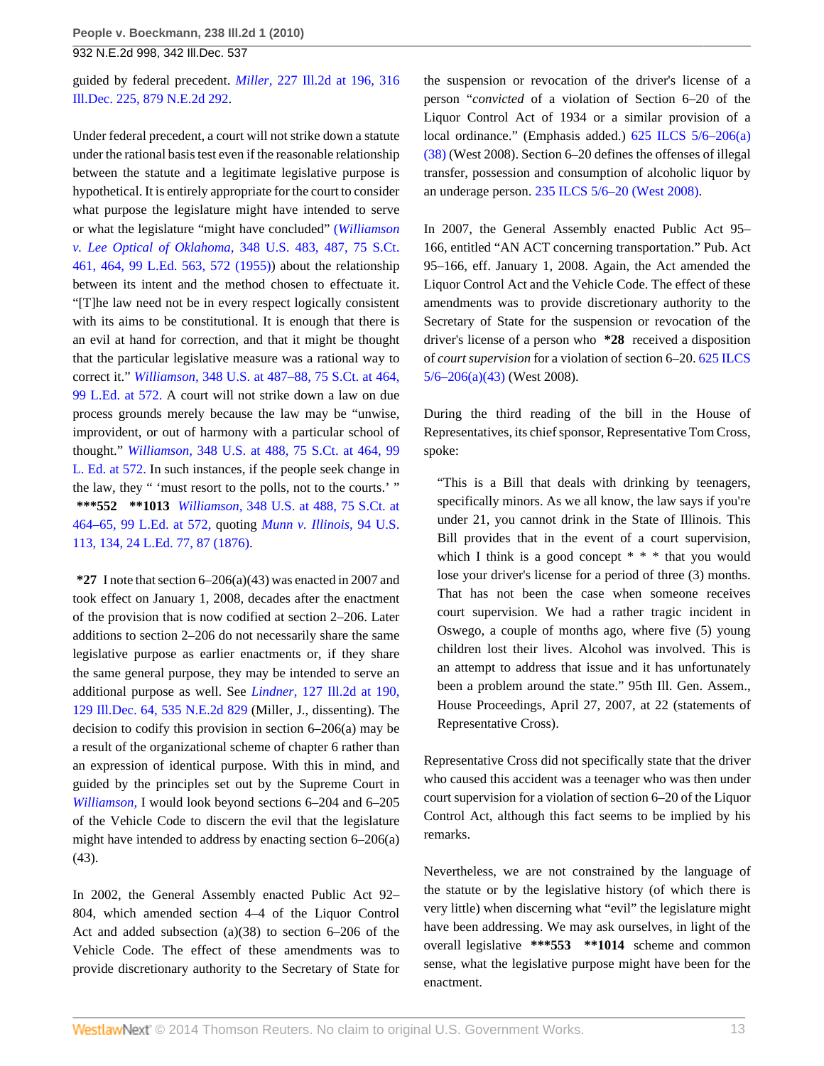guided by federal precedent. *Miller,* 227 Ill.2d at 196, 316 Ill.Dec. 225, 879 N.E.2d 292.

Under federal precedent, a court will not strike down a statute under the rational basis test even if the reasonable relationship between the statute and a legitimate legislative purpose is hypothetical. It is entirely appropriate for the court to consider what purpose the legislature might have intended to serve or what the legislature "might have concluded" (*Williamson v. Lee Optical of Oklahoma,* 348 U.S. 483, 487, 75 S.Ct. 461, 464, 99 L.Ed. 563, 572 (1955)) about the relationship between its intent and the method chosen to effectuate it. "[T]he law need not be in every respect logically consistent with its aims to be constitutional. It is enough that there is an evil at hand for correction, and that it might be thought that the particular legislative measure was a rational way to correct it." *Williamson,* 348 U.S. at 487–88, 75 S.Ct. at 464, 99 L.Ed. at 572. A court will not strike down a law on due process grounds merely because the law may be "unwise, improvident, or out of harmony with a particular school of thought." *Williamson,* 348 U.S. at 488, 75 S.Ct. at 464, 99 L. Ed. at 572. In such instances, if the people seek change in the law, they " 'must resort to the polls, not to the courts.' " **\*\*\*552** **\*\*1013** *Williamson,* 348 U.S. at 488, 75 S.Ct. at 464–65, 99 L.Ed. at 572, quoting *Munn v. Illinois,* 94 U.S. 113, 134, 24 L.Ed. 77, 87 (1876).

**\*27** I note that section 6–206(a)(43) was enacted in 2007 and took effect on January 1, 2008, decades after the enactment of the provision that is now codified at section 2–206. Later additions to section 2–206 do not necessarily share the same legislative purpose as earlier enactments or, if they share the same general purpose, they may be intended to serve an additional purpose as well. See *Lindner,* 127 Ill.2d at 190, 129 Ill.Dec. 64, 535 N.E.2d 829 (Miller, J., dissenting). The decision to codify this provision in section 6–206(a) may be a result of the organizational scheme of chapter 6 rather than an expression of identical purpose. With this in mind, and guided by the principles set out by the Supreme Court in *Williamson,* I would look beyond sections 6–204 and 6–205 of the Vehicle Code to discern the evil that the legislature might have intended to address by enacting section 6–206(a)(43).

In 2002, the General Assembly enacted Public Act 92–804, which amended section 4–4 of the Liquor Control Act and added subsection (a)(38) to section 6–206 of the Vehicle Code. The effect of these amendments was to provide discretionary authority to the Secretary of State for the suspension or revocation of the driver's license of a person "*convicted* of a violation of Section 6–20 of the Liquor Control Act of 1934 or a similar provision of a local ordinance." (Emphasis added.) 625 ILCS 5/6–206(a)(38) (West 2008). Section 6–20 defines the offenses of illegal transfer, possession and consumption of alcoholic liquor by an underage person. 235 ILCS 5/6–20 (West 2008).

In 2007, the General Assembly enacted Public Act 95–166, entitled "AN ACT concerning transportation." Pub. Act 95–166, eff. January 1, 2008. Again, the Act amended the Liquor Control Act and the Vehicle Code. The effect of these amendments was to provide discretionary authority to the Secretary of State for the suspension or revocation of the driver's license of a person who **\*28** received a disposition of *court supervision* for a violation of section 6–20. 625 ILCS 5/6–206(a)(43) (West 2008).

During the third reading of the bill in the House of Representatives, its chief sponsor, Representative Tom Cross, spoke:

> "This is a Bill that deals with drinking by teenagers, specifically minors. As we all know, the law says if you're under 21, you cannot drink in the State of Illinois. This Bill provides that in the event of a court supervision, which I think is a good concept \* \* \* that you would lose your driver's license for a period of three (3) months. That has not been the case when someone receives court supervision. We had a rather tragic incident in Oswego, a couple of months ago, where five (5) young children lost their lives. Alcohol was involved. This is an attempt to address that issue and it has unfortunately been a problem around the state." 95th Ill. Gen. Assem., House Proceedings, April 27, 2007, at 22 (statements of Representative Cross).

Representative Cross did not specifically state that the driver who caused this accident was a teenager who was then under court supervision for a violation of section 6–20 of the Liquor Control Act, although this fact seems to be implied by his remarks.

Nevertheless, we are not constrained by the language of the statute or by the legislative history (of which there is very little) when discerning what "evil" the legislature might have been addressing. We may ask ourselves, in light of the overall legislative **\*\*\*553** **\*\*1014** scheme and common sense, what the legislative purpose might have been for the enactment.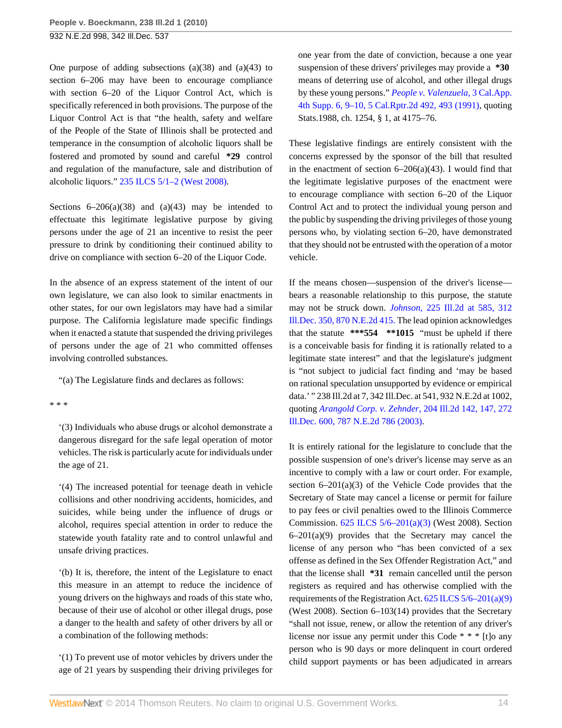One purpose of adding subsections (a)(38) and (a)(43) to section 6–206 may have been to encourage compliance with section 6–20 of the Liquor Control Act, which is specifically referenced in both provisions. The purpose of the Liquor Control Act is that "the health, safety and welfare of the People of the State of Illinois shall be protected and temperance in the consumption of alcoholic liquors shall be fostered and promoted by sound and careful **\*29** control and regulation of the manufacture, sale and distribution of alcoholic liquors." 235 ILCS 5/1–2 (West 2008).

Sections 6–206(a)(38) and (a)(43) may be intended to effectuate this legitimate legislative purpose by giving persons under the age of 21 an incentive to resist the peer pressure to drink by conditioning their continued ability to drive on compliance with section 6–20 of the Liquor Code.

In the absence of an express statement of the intent of our own legislature, we can also look to similar enactments in other states, for our own legislators may have had a similar purpose. The California legislature made specific findings when it enacted a statute that suspended the driving privileges of persons under the age of 21 who committed offenses involving controlled substances.

> "(a) The Legislature finds and declares as follows:
>
> \* \* \*
>
> '(3) Individuals who abuse drugs or alcohol demonstrate a dangerous disregard for the safe legal operation of motor vehicles. The risk is particularly acute for individuals under the age of 21.
>
> '(4) The increased potential for teenage death in vehicle collisions and other nondriving accidents, homicides, and suicides, while being under the influence of drugs or alcohol, requires special attention in order to reduce the statewide youth fatality rate and to control unlawful and unsafe driving practices.
>
> '(b) It is, therefore, the intent of the Legislature to enact this measure in an attempt to reduce the incidence of young drivers on the highways and roads of this state who, because of their use of alcohol or other illegal drugs, pose a danger to the health and safety of other drivers by all or a combination of the following methods:
>
> '(1) To prevent use of motor vehicles by drivers under the age of 21 years by suspending their driving privileges for one year from the date of conviction, because a one year suspension of these drivers' privileges may provide a **\*30** means of deterring use of alcohol, and other illegal drugs by these young persons." *People v. Valenzuela,* 3 Cal.App. 4th Supp. 6, 9–10, 5 Cal.Rptr.2d 492, 493 (1991), quoting Stats.1988, ch. 1254, § 1, at 4175–76.

These legislative findings are entirely consistent with the concerns expressed by the sponsor of the bill that resulted in the enactment of section 6–206(a)(43). I would find that the legitimate legislative purposes of the enactment were to encourage compliance with section 6–20 of the Liquor Control Act and to protect the individual young person and the public by suspending the driving privileges of those young persons who, by violating section 6–20, have demonstrated that they should not be entrusted with the operation of a motor vehicle.

If the means chosen—suspension of the driver's license—bears a reasonable relationship to this purpose, the statute may not be struck down. *Johnson,* 225 Ill.2d at 585, 312 Ill.Dec. 350, 870 N.E.2d 415. The lead opinion acknowledges that the statute **\*\*\*554 \*\*1015** "must be upheld if there is a conceivable basis for finding it is rationally related to a legitimate state interest" and that the legislature's judgment is "not subject to judicial fact finding and 'may be based on rational speculation unsupported by evidence or empirical data.' " 238 Ill.2d at 7, 342 Ill.Dec. at 541, 932 N.E.2d at 1002, quoting *Arangold Corp. v. Zehnder,* 204 Ill.2d 142, 147, 272 Ill.Dec. 600, 787 N.E.2d 786 (2003).

It is entirely rational for the legislature to conclude that the possible suspension of one's driver's license may serve as an incentive to comply with a law or court order. For example, section 6–201(a)(3) of the Vehicle Code provides that the Secretary of State may cancel a license or permit for failure to pay fees or civil penalties owed to the Illinois Commerce Commission. 625 ILCS 5/6–201(a)(3) (West 2008). Section 6–201(a)(9) provides that the Secretary may cancel the license of any person who "has been convicted of a sex offense as defined in the Sex Offender Registration Act," and that the license shall **\*31** remain cancelled until the person registers as required and has otherwise complied with the requirements of the Registration Act. 625 ILCS 5/6–201(a)(9) (West 2008). Section 6–103(14) provides that the Secretary "shall not issue, renew, or allow the retention of any driver's license nor issue any permit under this Code \* \* \* [t]o any person who is 90 days or more delinquent in court ordered child support payments or has been adjudicated in arrears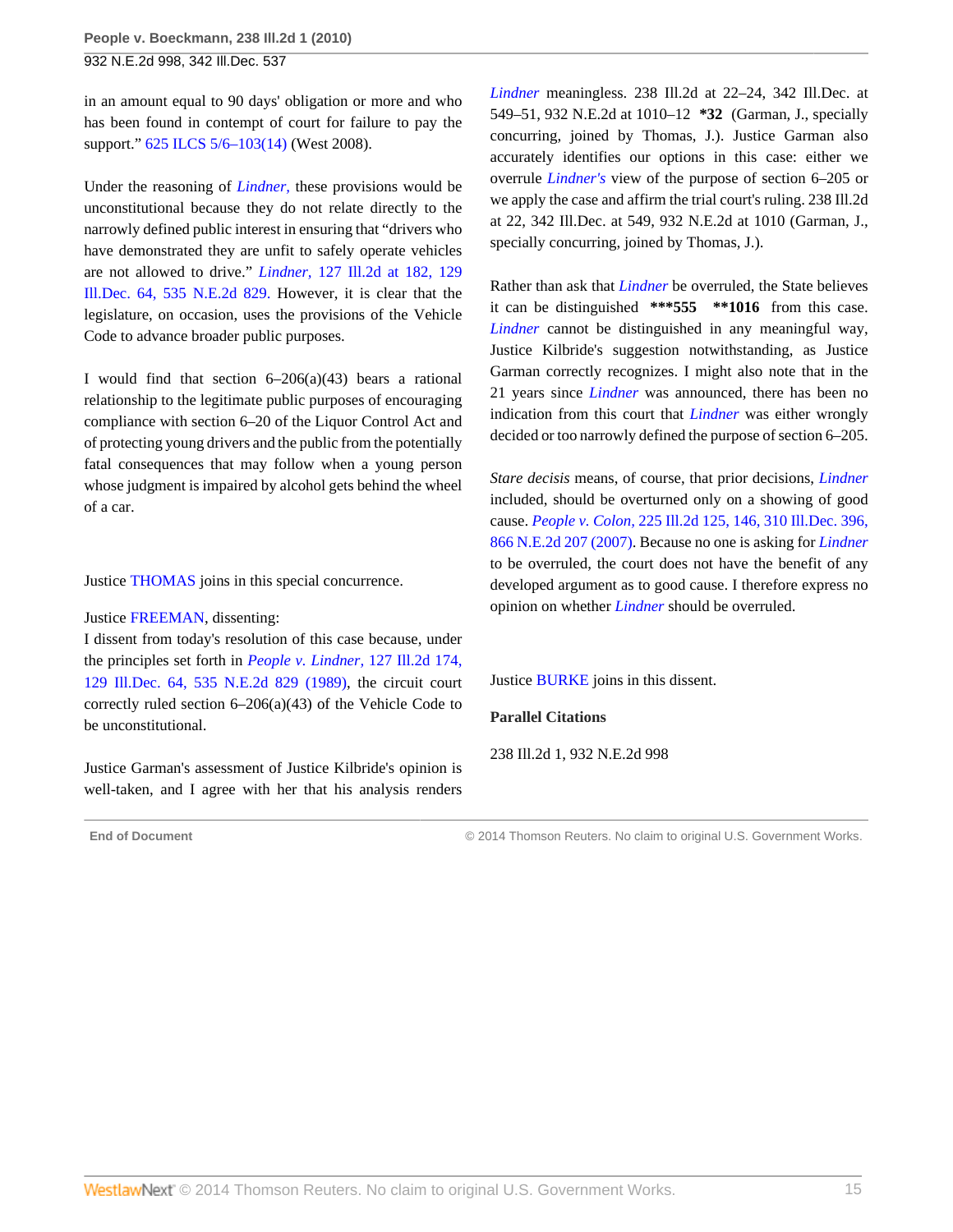in an amount equal to 90 days' obligation or more and who has been found in contempt of court for failure to pay the support." 625 ILCS 5/6–103(14) (West 2008).

Under the reasoning of *Lindner,* these provisions would be unconstitutional because they do not relate directly to the narrowly defined public interest in ensuring that "drivers who have demonstrated they are unfit to safely operate vehicles are not allowed to drive." *Lindner,* 127 Ill.2d at 182, 129 Ill.Dec. 64, 535 N.E.2d 829. However, it is clear that the legislature, on occasion, uses the provisions of the Vehicle Code to advance broader public purposes.

I would find that section 6–206(a)(43) bears a rational relationship to the legitimate public purposes of encouraging compliance with section 6–20 of the Liquor Control Act and of protecting young drivers and the public from the potentially fatal consequences that may follow when a young person whose judgment is impaired by alcohol gets behind the wheel of a car.

Justice THOMAS joins in this special concurrence.

Justice FREEMAN, dissenting:

I dissent from today's resolution of this case because, under the principles set forth in *People v. Lindner,* 127 Ill.2d 174, 129 Ill.Dec. 64, 535 N.E.2d 829 (1989), the circuit court correctly ruled section 6–206(a)(43) of the Vehicle Code to be unconstitutional.

Justice Garman's assessment of Justice Kilbride's opinion is well-taken, and I agree with her that his analysis renders *Lindner* meaningless. 238 Ill.2d at 22–24, 342 Ill.Dec. at 549–51, 932 N.E.2d at 1010–12 **\*32** (Garman, J., specially concurring, joined by Thomas, J.). Justice Garman also accurately identifies our options in this case: either we overrule *Lindner's* view of the purpose of section 6–205 or we apply the case and affirm the trial court's ruling. 238 Ill.2d at 22, 342 Ill.Dec. at 549, 932 N.E.2d at 1010 (Garman, J., specially concurring, joined by Thomas, J.).

Rather than ask that *Lindner* be overruled, the State believes it can be distinguished **\*\*\*555** **\*\*1016** from this case. *Lindner* cannot be distinguished in any meaningful way, Justice Kilbride's suggestion notwithstanding, as Justice Garman correctly recognizes. I might also note that in the 21 years since *Lindner* was announced, there has been no indication from this court that *Lindner* was either wrongly decided or too narrowly defined the purpose of section 6–205.

*Stare decisis* means, of course, that prior decisions, *Lindner* included, should be overturned only on a showing of good cause. *People v. Colon,* 225 Ill.2d 125, 146, 310 Ill.Dec. 396, 866 N.E.2d 207 (2007). Because no one is asking for *Lindner* to be overruled, the court does not have the benefit of any developed argument as to good cause. I therefore express no opinion on whether *Lindner* should be overruled.

Justice BURKE joins in this dissent.

**Parallel Citations**

238 Ill.2d 1, 932 N.E.2d 998

**End of Document** © 2014 Thomson Reuters. No claim to original U.S. Government Works.